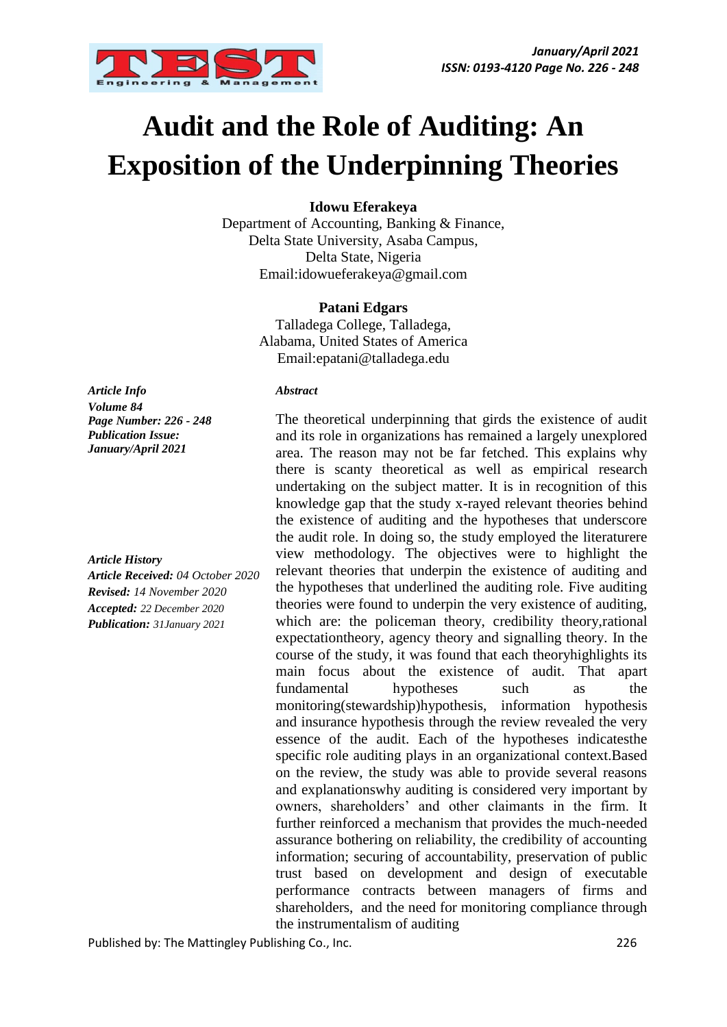# Audit and the Role of Auditing: An Exposition of the Underpinning Theories

**Idowu Eferakeya**
Department of Accounting, Banking & Finance,
Delta State University, Asaba Campus,
Delta State, Nigeria
Email:idowueferakeya@gmail.com

**Patani Edgars**
Talladega College, Talladega,
Alabama, United States of America
Email:epatani@talladega.edu

***Article Info***
***Volume 84***
***Page Number: 226 - 248***
***Publication Issue:***
***January/April 2021***

***Article History***
***Article Received:*** *04 October 2020*
***Revised:*** *14 November 2020*
***Accepted:*** *22 December 2020*
***Publication:*** *31January 2021*

***Abstract***

The theoretical underpinning that girds the existence of audit and its role in organizations has remained a largely unexplored area. The reason may not be far fetched. This explains why there is scanty theoretical as well as empirical research undertaking on the subject matter. It is in recognition of this knowledge gap that the study x-rayed relevant theories behind the existence of auditing and the hypotheses that underscore the audit role. In doing so, the study employed the literaturere view methodology. The objectives were to highlight the relevant theories that underpin the existence of auditing and the hypotheses that underlined the auditing role. Five auditing theories were found to underpin the very existence of auditing, which are: the policeman theory, credibility theory,rational expectationtheory, agency theory and signalling theory. In the course of the study, it was found that each theoryhighlights its main focus about the existence of audit. That apart fundamental hypotheses such as the monitoring(stewardship)hypothesis, information hypothesis and insurance hypothesis through the review revealed the very essence of the audit. Each of the hypotheses indicatesthe specific role auditing plays in an organizational context.Based on the review, the study was able to provide several reasons and explanationswhy auditing is considered very important by owners, shareholders' and other claimants in the firm. It further reinforced a mechanism that provides the much-needed assurance bothering on reliability, the credibility of accounting information; securing of accountability, preservation of public trust based on development and design of executable performance contracts between managers of firms and shareholders, and the need for monitoring compliance through the instrumentalism of auditing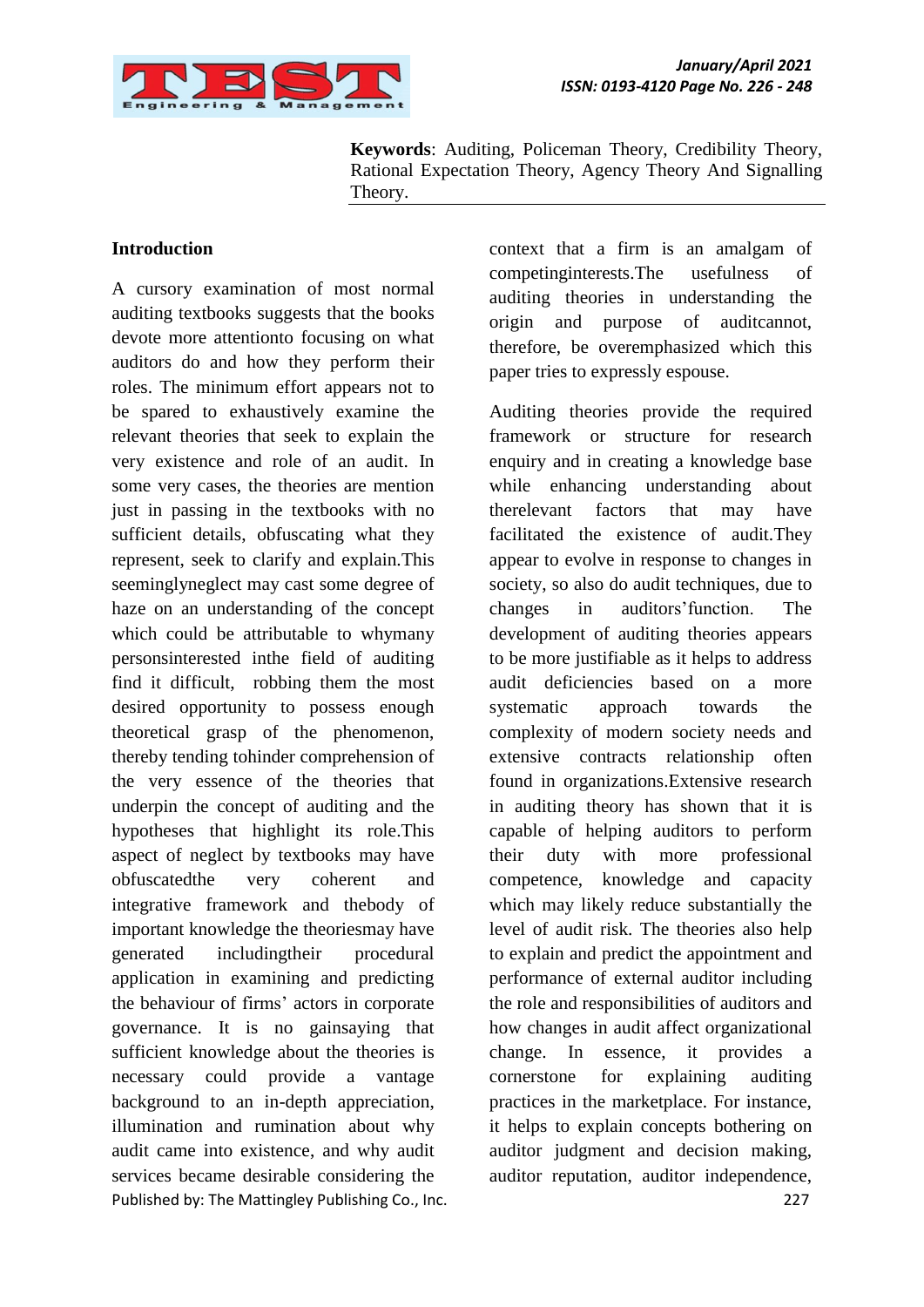**Keywords**: Auditing, Policeman Theory, Credibility Theory, Rational Expectation Theory, Agency Theory And Signalling Theory.

**Introduction**

A cursory examination of most normal auditing textbooks suggests that the books devote more attentionto focusing on what auditors do and how they perform their roles. The minimum effort appears not to be spared to exhaustively examine the relevant theories that seek to explain the very existence and role of an audit. In some very cases, the theories are mention just in passing in the textbooks with no sufficient details, obfuscating what they represent, seek to clarify and explain.This seeminglyneglect may cast some degree of haze on an understanding of the concept which could be attributable to whymany personsinterested inthe field of auditing find it difficult, robbing them the most desired opportunity to possess enough theoretical grasp of the phenomenon, thereby tending tohinder comprehension of the very essence of the theories that underpin the concept of auditing and the hypotheses that highlight its role.This aspect of neglect by textbooks may have obfuscatedthe very coherent and integrative framework and thebody of important knowledge the theoriesmay have generated includingtheir procedural application in examining and predicting the behaviour of firms' actors in corporate governance. It is no gainsaying that sufficient knowledge about the theories is necessary could provide a vantage background to an in-depth appreciation, illumination and rumination about why audit came into existence, and why audit services became desirable considering the context that a firm is an amalgam of competinginterests.The usefulness of auditing theories in understanding the origin and purpose of auditcannot, therefore, be overemphasized which this paper tries to expressly espouse.

Auditing theories provide the required framework or structure for research enquiry and in creating a knowledge base while enhancing understanding about therelevant factors that may have facilitated the existence of audit.They appear to evolve in response to changes in society, so also do audit techniques, due to changes in auditors'function. The development of auditing theories appears to be more justifiable as it helps to address audit deficiencies based on a more systematic approach towards the complexity of modern society needs and extensive contracts relationship often found in organizations.Extensive research in auditing theory has shown that it is capable of helping auditors to perform their duty with more professional competence, knowledge and capacity which may likely reduce substantially the level of audit risk. The theories also help to explain and predict the appointment and performance of external auditor including the role and responsibilities of auditors and how changes in audit affect organizational change. In essence, it provides a cornerstone for explaining auditing practices in the marketplace. For instance, it helps to explain concepts bothering on auditor judgment and decision making, auditor reputation, auditor independence,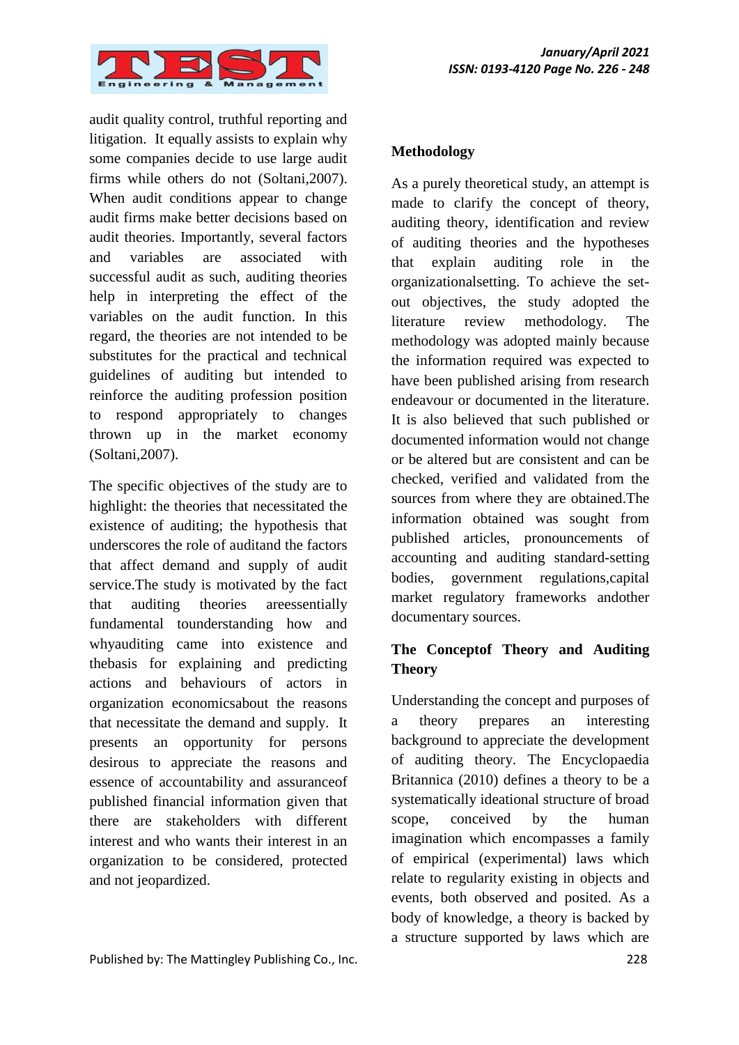audit quality control, truthful reporting and litigation. It equally assists to explain why some companies decide to use large audit firms while others do not (Soltani,2007). When audit conditions appear to change audit firms make better decisions based on audit theories. Importantly, several factors and variables are associated with successful audit as such, auditing theories help in interpreting the effect of the variables on the audit function. In this regard, the theories are not intended to be substitutes for the practical and technical guidelines of auditing but intended to reinforce the auditing profession position to respond appropriately to changes thrown up in the market economy (Soltani,2007).

The specific objectives of the study are to highlight: the theories that necessitated the existence of auditing; the hypothesis that underscores the role of auditand the factors that affect demand and supply of audit service.The study is motivated by the fact that auditing theories areessentially fundamental tounderstanding how and whyauditing came into existence and thebasis for explaining and predicting actions and behaviours of actors in organization economicsabout the reasons that necessitate the demand and supply. It presents an opportunity for persons desirous to appreciate the reasons and essence of accountability and assuranceof published financial information given that there are stakeholders with different interest and who wants their interest in an organization to be considered, protected and not jeopardized.

**Methodology**

As a purely theoretical study, an attempt is made to clarify the concept of theory, auditing theory, identification and review of auditing theories and the hypotheses that explain auditing role in the organizationalsetting. To achieve the set-out objectives, the study adopted the literature review methodology. The methodology was adopted mainly because the information required was expected to have been published arising from research endeavour or documented in the literature. It is also believed that such published or documented information would not change or be altered but are consistent and can be checked, verified and validated from the sources from where they are obtained.The information obtained was sought from published articles, pronouncements of accounting and auditing standard-setting bodies, government regulations,capital market regulatory frameworks andother documentary sources.

**The Conceptof Theory and Auditing Theory**

Understanding the concept and purposes of a theory prepares an interesting background to appreciate the development of auditing theory. The Encyclopaedia Britannica (2010) defines a theory to be a systematically ideational structure of broad scope, conceived by the human imagination which encompasses a family of empirical (experimental) laws which relate to regularity existing in objects and events, both observed and posited. As a body of knowledge, a theory is backed by a structure supported by laws which are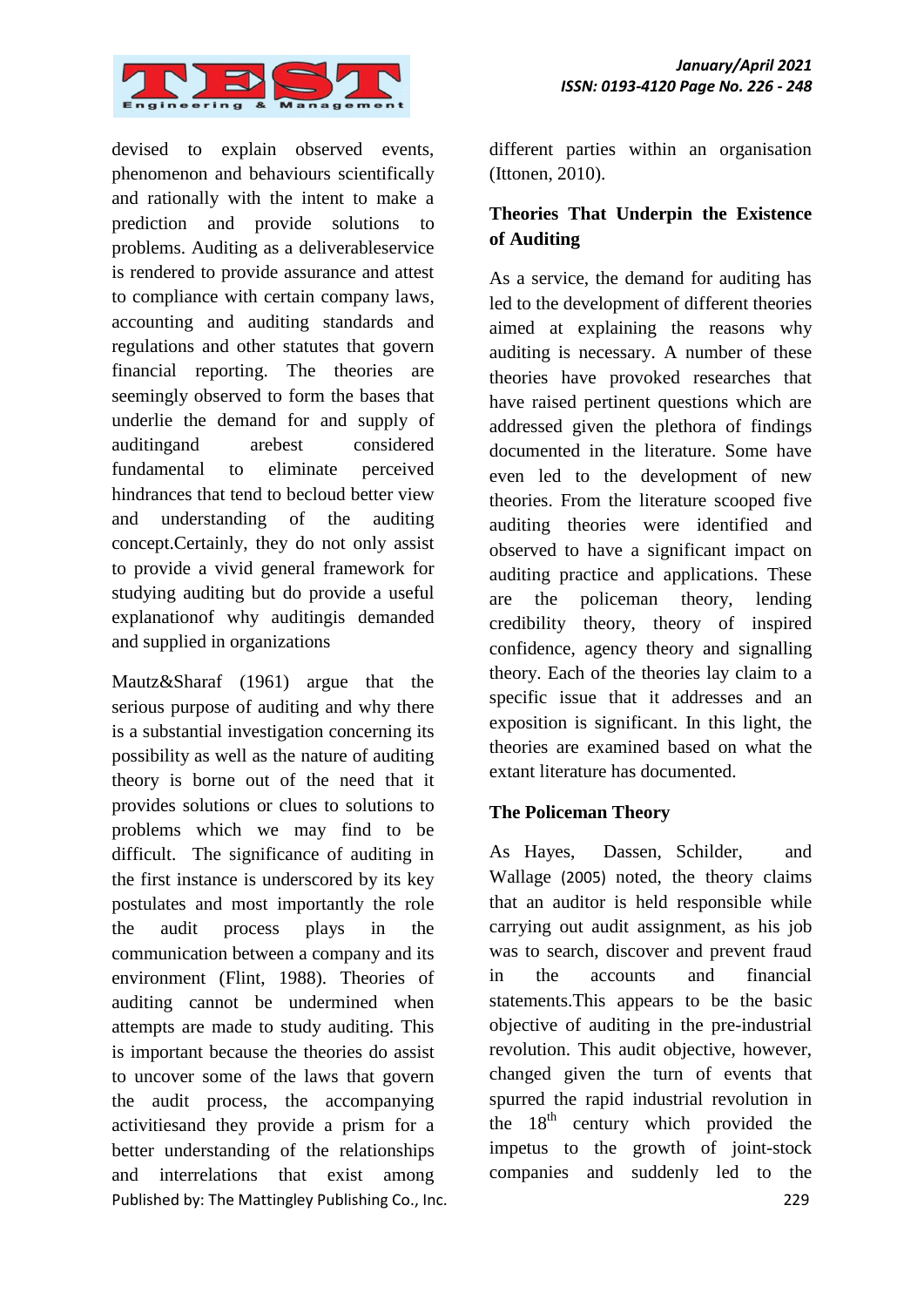devised to explain observed events, phenomenon and behaviours scientifically and rationally with the intent to make a prediction and provide solutions to problems. Auditing as a deliverableservice is rendered to provide assurance and attest to compliance with certain company laws, accounting and auditing standards and regulations and other statutes that govern financial reporting. The theories are seemingly observed to form the bases that underlie the demand for and supply of auditingand arebest considered fundamental to eliminate perceived hindrances that tend to becloud better view and understanding of the auditing concept.Certainly, they do not only assist to provide a vivid general framework for studying auditing but do provide a useful explanationof why auditingis demanded and supplied in organizations

Mautz&Sharaf (1961) argue that the serious purpose of auditing and why there is a substantial investigation concerning its possibility as well as the nature of auditing theory is borne out of the need that it provides solutions or clues to solutions to problems which we may find to be difficult. The significance of auditing in the first instance is underscored by its key postulates and most importantly the role the audit process plays in the communication between a company and its environment (Flint, 1988). Theories of auditing cannot be undermined when attempts are made to study auditing. This is important because the theories do assist to uncover some of the laws that govern the audit process, the accompanying activitiesand they provide a prism for a better understanding of the relationships and interrelations that exist among different parties within an organisation (Ittonen, 2010).

## Theories That Underpin the Existence of Auditing

As a service, the demand for auditing has led to the development of different theories aimed at explaining the reasons why auditing is necessary. A number of these theories have provoked researches that have raised pertinent questions which are addressed given the plethora of findings documented in the literature. Some have even led to the development of new theories. From the literature scooped five auditing theories were identified and observed to have a significant impact on auditing practice and applications. These are the policeman theory, lending credibility theory, theory of inspired confidence, agency theory and signalling theory. Each of the theories lay claim to a specific issue that it addresses and an exposition is significant. In this light, the theories are examined based on what the extant literature has documented.

## The Policeman Theory

As Hayes, Dassen, Schilder, and Wallage (2005) noted, the theory claims that an auditor is held responsible while carrying out audit assignment, as his job was to search, discover and prevent fraud in the accounts and financial statements.This appears to be the basic objective of auditing in the pre-industrial revolution. This audit objective, however, changed given the turn of events that spurred the rapid industrial revolution in the 18th century which provided the impetus to the growth of joint-stock companies and suddenly led to the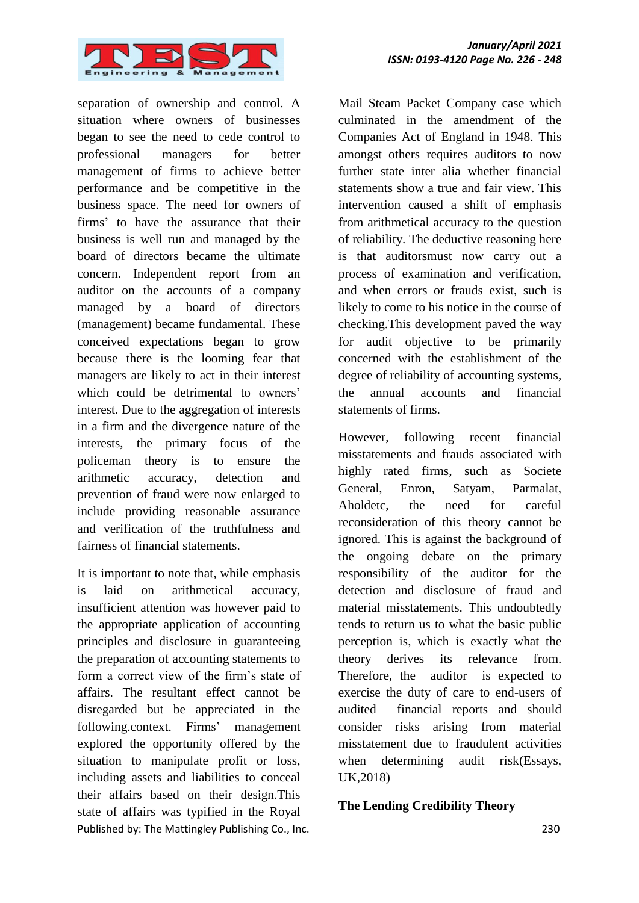separation of ownership and control. A situation where owners of businesses began to see the need to cede control to professional managers for better management of firms to achieve better performance and be competitive in the business space. The need for owners of firms' to have the assurance that their business is well run and managed by the board of directors became the ultimate concern. Independent report from an auditor on the accounts of a company managed by a board of directors (management) became fundamental. These conceived expectations began to grow because there is the looming fear that managers are likely to act in their interest which could be detrimental to owners' interest. Due to the aggregation of interests in a firm and the divergence nature of the interests, the primary focus of the policeman theory is to ensure the arithmetic accuracy, detection and prevention of fraud were now enlarged to include providing reasonable assurance and verification of the truthfulness and fairness of financial statements.

It is important to note that, while emphasis is laid on arithmetical accuracy, insufficient attention was however paid to the appropriate application of accounting principles and disclosure in guaranteeing the preparation of accounting statements to form a correct view of the firm's state of affairs. The resultant effect cannot be disregarded but be appreciated in the following.context. Firms' management explored the opportunity offered by the situation to manipulate profit or loss, including assets and liabilities to conceal their affairs based on their design.This state of affairs was typified in the Royal Mail Steam Packet Company case which culminated in the amendment of the Companies Act of England in 1948. This amongst others requires auditors to now further state inter alia whether financial statements show a true and fair view. This intervention caused a shift of emphasis from arithmetical accuracy to the question of reliability. The deductive reasoning here is that auditorsmust now carry out a process of examination and verification, and when errors or frauds exist, such is likely to come to his notice in the course of checking.This development paved the way for audit objective to be primarily concerned with the establishment of the degree of reliability of accounting systems, the annual accounts and financial statements of firms.

However, following recent financial misstatements and frauds associated with highly rated firms, such as Societe General, Enron, Satyam, Parmalat, Aholdetc, the need for careful reconsideration of this theory cannot be ignored. This is against the background of the ongoing debate on the primary responsibility of the auditor for the detection and disclosure of fraud and material misstatements. This undoubtedly tends to return us to what the basic public perception is, which is exactly what the theory derives its relevance from. Therefore, the auditor is expected to exercise the duty of care to end-users of audited financial reports and should consider risks arising from material misstatement due to fraudulent activities when determining audit risk(Essays, UK,2018)

**The Lending Credibility Theory**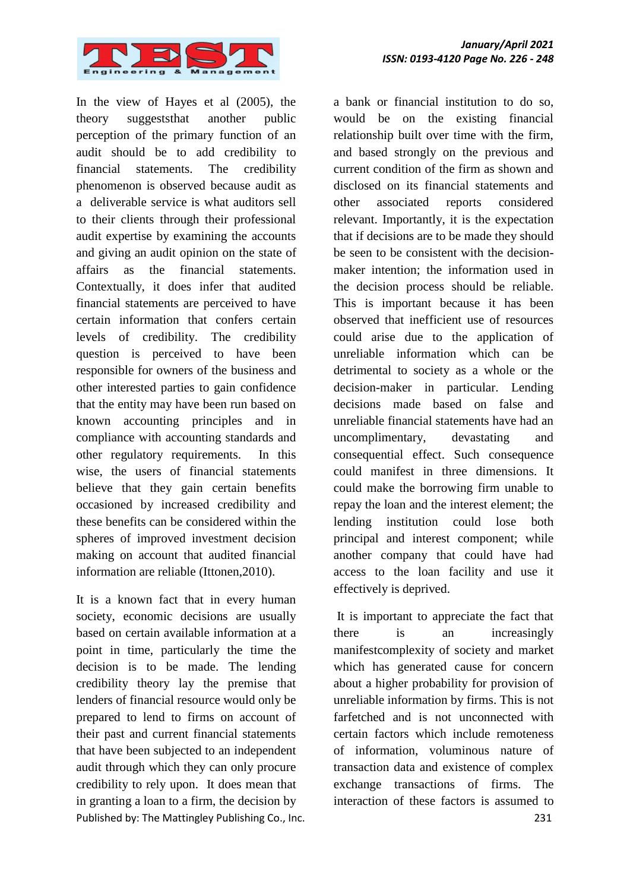In the view of Hayes et al (2005), the theory suggeststhat another public perception of the primary function of an audit should be to add credibility to financial statements. The credibility phenomenon is observed because audit as a deliverable service is what auditors sell to their clients through their professional audit expertise by examining the accounts and giving an audit opinion on the state of affairs as the financial statements. Contextually, it does infer that audited financial statements are perceived to have certain information that confers certain levels of credibility. The credibility question is perceived to have been responsible for owners of the business and other interested parties to gain confidence that the entity may have been run based on known accounting principles and in compliance with accounting standards and other regulatory requirements. In this wise, the users of financial statements believe that they gain certain benefits occasioned by increased credibility and these benefits can be considered within the spheres of improved investment decision making on account that audited financial information are reliable (Ittonen,2010).

It is a known fact that in every human society, economic decisions are usually based on certain available information at a point in time, particularly the time the decision is to be made. The lending credibility theory lay the premise that lenders of financial resource would only be prepared to lend to firms on account of their past and current financial statements that have been subjected to an independent audit through which they can only procure credibility to rely upon. It does mean that in granting a loan to a firm, the decision by a bank or financial institution to do so, would be on the existing financial relationship built over time with the firm, and based strongly on the previous and current condition of the firm as shown and disclosed on its financial statements and other associated reports considered relevant. Importantly, it is the expectation that if decisions are to be made they should be seen to be consistent with the decision-maker intention; the information used in the decision process should be reliable. This is important because it has been observed that inefficient use of resources could arise due to the application of unreliable information which can be detrimental to society as a whole or the decision-maker in particular. Lending decisions made based on false and unreliable financial statements have had an uncomplimentary, devastating and consequential effect. Such consequence could manifest in three dimensions. It could make the borrowing firm unable to repay the loan and the interest element; the lending institution could lose both principal and interest component; while another company that could have had access to the loan facility and use it effectively is deprived.

It is important to appreciate the fact that there is an increasingly manifestcomplexity of society and market which has generated cause for concern about a higher probability for provision of unreliable information by firms. This is not farfetched and is not unconnected with certain factors which include remoteness of information, voluminous nature of transaction data and existence of complex exchange transactions of firms. The interaction of these factors is assumed to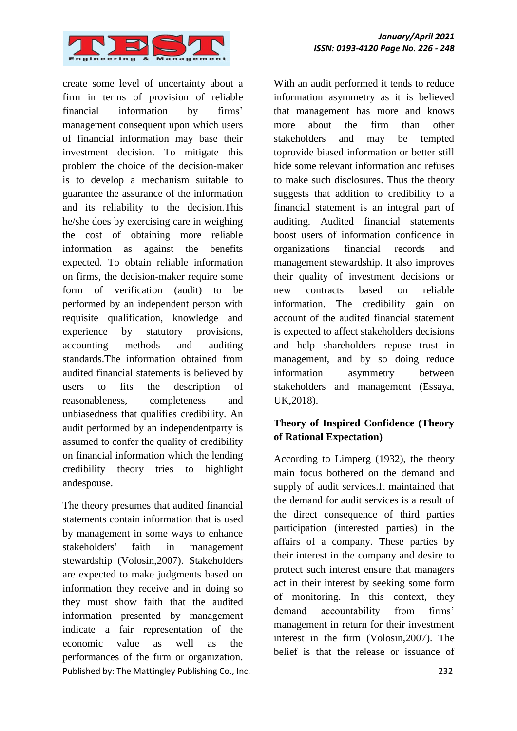create some level of uncertainty about a firm in terms of provision of reliable financial information by firms' management consequent upon which users of financial information may base their investment decision. To mitigate this problem the choice of the decision-maker is to develop a mechanism suitable to guarantee the assurance of the information and its reliability to the decision.This he/she does by exercising care in weighing the cost of obtaining more reliable information as against the benefits expected. To obtain reliable information on firms, the decision-maker require some form of verification (audit) to be performed by an independent person with requisite qualification, knowledge and experience by statutory provisions, accounting methods and auditing standards.The information obtained from audited financial statements is believed by users to fits the description of reasonableness, completeness and unbiasedness that qualifies credibility. An audit performed by an independentparty is assumed to confer the quality of credibility on financial information which the lending credibility theory tries to highlight andespouse.

The theory presumes that audited financial statements contain information that is used by management in some ways to enhance stakeholders' faith in management stewardship (Volosin,2007). Stakeholders are expected to make judgments based on information they receive and in doing so they must show faith that the audited information presented by management indicate a fair representation of the economic value as well as the performances of the firm or organization. With an audit performed it tends to reduce information asymmetry as it is believed that management has more and knows more about the firm than other stakeholders and may be tempted toprovide biased information or better still hide some relevant information and refuses to make such disclosures. Thus the theory suggests that addition to credibility to a financial statement is an integral part of auditing. Audited financial statements boost users of information confidence in organizations financial records and management stewardship. It also improves their quality of investment decisions or new contracts based on reliable information. The credibility gain on account of the audited financial statement is expected to affect stakeholders decisions and help shareholders repose trust in management, and by so doing reduce information asymmetry between stakeholders and management (Essaya, UK,2018).

**Theory of Inspired Confidence (Theory of Rational Expectation)**

According to Limperg (1932), the theory main focus bothered on the demand and supply of audit services.It maintained that the demand for audit services is a result of the direct consequence of third parties participation (interested parties) in the affairs of a company. These parties by their interest in the company and desire to protect such interest ensure that managers act in their interest by seeking some form of monitoring. In this context, they demand accountability from firms' management in return for their investment interest in the firm (Volosin,2007). The belief is that the release or issuance of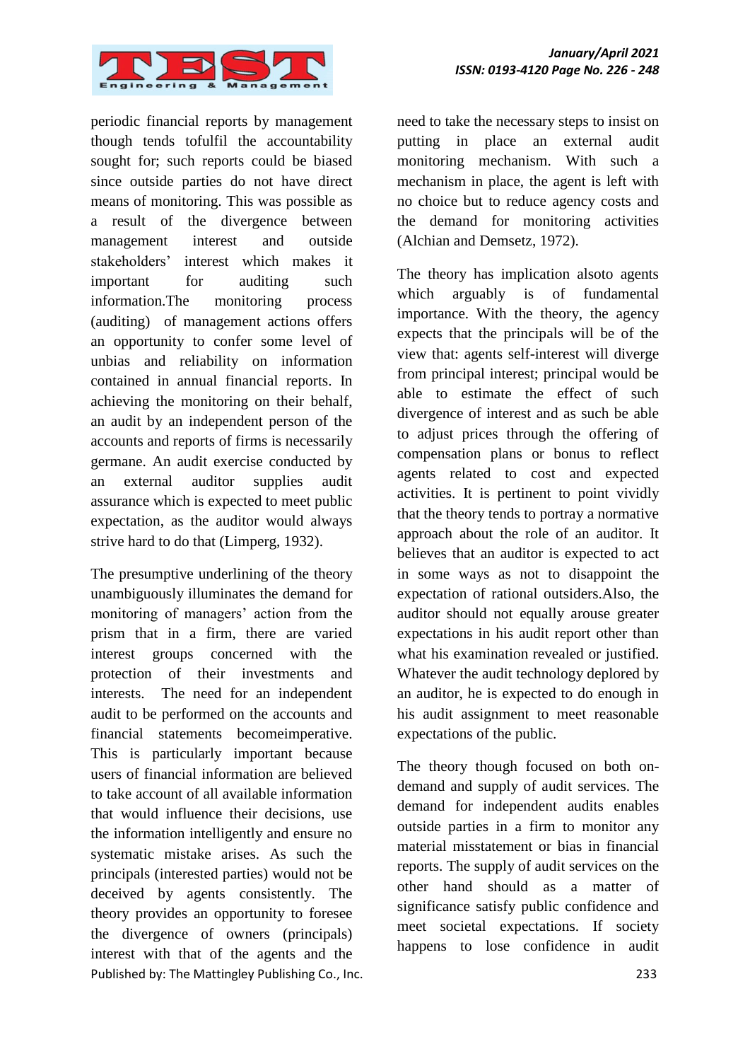periodic financial reports by management though tends tofulfil the accountability sought for; such reports could be biased since outside parties do not have direct means of monitoring. This was possible as a result of the divergence between management interest and outside stakeholders' interest which makes it important for auditing such information.The monitoring process (auditing) of management actions offers an opportunity to confer some level of unbias and reliability on information contained in annual financial reports. In achieving the monitoring on their behalf, an audit by an independent person of the accounts and reports of firms is necessarily germane. An audit exercise conducted by an external auditor supplies audit assurance which is expected to meet public expectation, as the auditor would always strive hard to do that (Limperg, 1932).

The presumptive underlining of the theory unambiguously illuminates the demand for monitoring of managers' action from the prism that in a firm, there are varied interest groups concerned with the protection of their investments and interests. The need for an independent audit to be performed on the accounts and financial statements becomeimperative. This is particularly important because users of financial information are believed to take account of all available information that would influence their decisions, use the information intelligently and ensure no systematic mistake arises. As such the principals (interested parties) would not be deceived by agents consistently. The theory provides an opportunity to foresee the divergence of owners (principals) interest with that of the agents and the need to take the necessary steps to insist on putting in place an external audit monitoring mechanism. With such a mechanism in place, the agent is left with no choice but to reduce agency costs and the demand for monitoring activities (Alchian and Demsetz, 1972).

The theory has implication alsoto agents which arguably is of fundamental importance. With the theory, the agency expects that the principals will be of the view that: agents self-interest will diverge from principal interest; principal would be able to estimate the effect of such divergence of interest and as such be able to adjust prices through the offering of compensation plans or bonus to reflect agents related to cost and expected activities. It is pertinent to point vividly that the theory tends to portray a normative approach about the role of an auditor. It believes that an auditor is expected to act in some ways as not to disappoint the expectation of rational outsiders.Also, the auditor should not equally arouse greater expectations in his audit report other than what his examination revealed or justified. Whatever the audit technology deplored by an auditor, he is expected to do enough in his audit assignment to meet reasonable expectations of the public.

The theory though focused on both on-demand and supply of audit services. The demand for independent audits enables outside parties in a firm to monitor any material misstatement or bias in financial reports. The supply of audit services on the other hand should as a matter of significance satisfy public confidence and meet societal expectations. If society happens to lose confidence in audit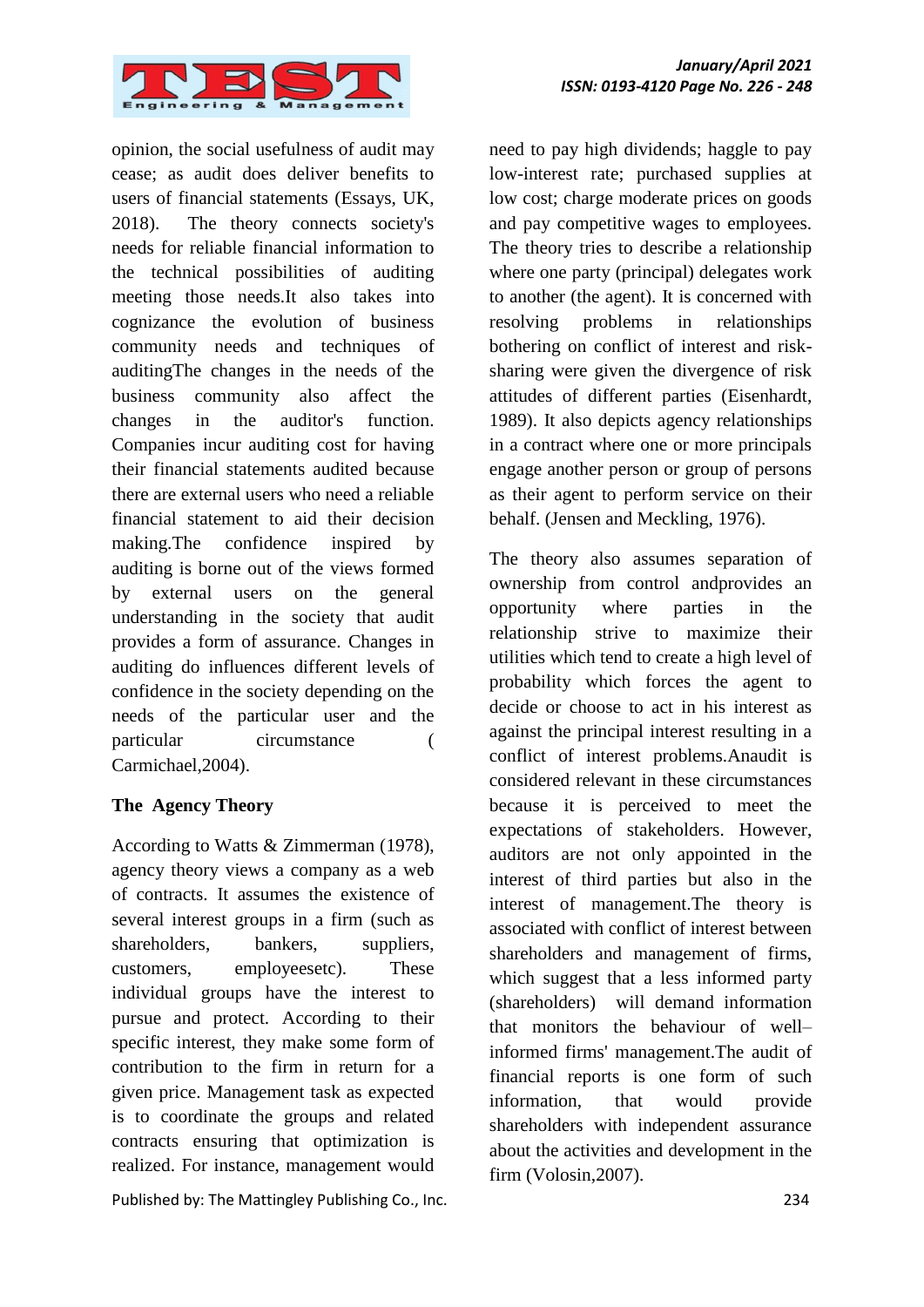opinion, the social usefulness of audit may cease; as audit does deliver benefits to users of financial statements (Essays, UK, 2018). The theory connects society's needs for reliable financial information to the technical possibilities of auditing meeting those needs.It also takes into cognizance the evolution of business community needs and techniques of auditingThe changes in the needs of the business community also affect the changes in the auditor's function. Companies incur auditing cost for having their financial statements audited because there are external users who need a reliable financial statement to aid their decision making.The confidence inspired by auditing is borne out of the views formed by external users on the general understanding in the society that audit provides a form of assurance. Changes in auditing do influences different levels of confidence in the society depending on the needs of the particular user and the particular circumstance ( Carmichael,2004).

**The Agency Theory**

According to Watts & Zimmerman (1978), agency theory views a company as a web of contracts. It assumes the existence of several interest groups in a firm (such as shareholders, bankers, suppliers, customers, employeesetc). These individual groups have the interest to pursue and protect. According to their specific interest, they make some form of contribution to the firm in return for a given price. Management task as expected is to coordinate the groups and related contracts ensuring that optimization is realized. For instance, management would need to pay high dividends; haggle to pay low-interest rate; purchased supplies at low cost; charge moderate prices on goods and pay competitive wages to employees. The theory tries to describe a relationship where one party (principal) delegates work to another (the agent). It is concerned with resolving problems in relationships bothering on conflict of interest and risk-sharing were given the divergence of risk attitudes of different parties (Eisenhardt, 1989). It also depicts agency relationships in a contract where one or more principals engage another person or group of persons as their agent to perform service on their behalf. (Jensen and Meckling, 1976).

The theory also assumes separation of ownership from control andprovides an opportunity where parties in the relationship strive to maximize their utilities which tend to create a high level of probability which forces the agent to decide or choose to act in his interest as against the principal interest resulting in a conflict of interest problems.Anaudit is considered relevant in these circumstances because it is perceived to meet the expectations of stakeholders. However, auditors are not only appointed in the interest of third parties but also in the interest of management.The theory is associated with conflict of interest between shareholders and management of firms, which suggest that a less informed party (shareholders) will demand information that monitors the behaviour of well–informed firms' management.The audit of financial reports is one form of such information, that would provide shareholders with independent assurance about the activities and development in the firm (Volosin,2007).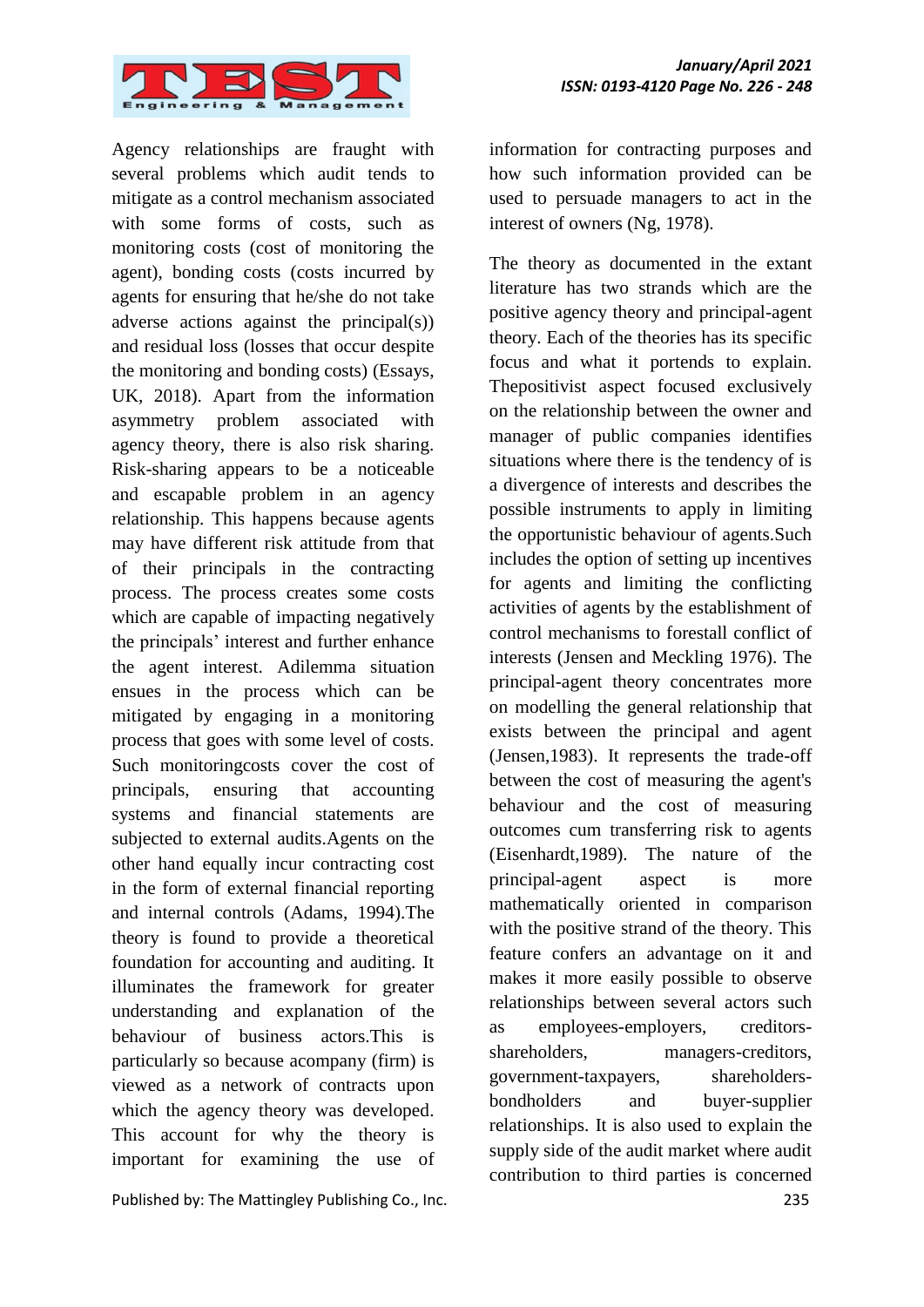Agency relationships are fraught with several problems which audit tends to mitigate as a control mechanism associated with some forms of costs, such as monitoring costs (cost of monitoring the agent), bonding costs (costs incurred by agents for ensuring that he/she do not take adverse actions against the principal(s)) and residual loss (losses that occur despite the monitoring and bonding costs) (Essays, UK, 2018). Apart from the information asymmetry problem associated with agency theory, there is also risk sharing. Risk-sharing appears to be a noticeable and escapable problem in an agency relationship. This happens because agents may have different risk attitude from that of their principals in the contracting process. The process creates some costs which are capable of impacting negatively the principals' interest and further enhance the agent interest. Adilemma situation ensues in the process which can be mitigated by engaging in a monitoring process that goes with some level of costs. Such monitoringcosts cover the cost of principals, ensuring that accounting systems and financial statements are subjected to external audits.Agents on the other hand equally incur contracting cost in the form of external financial reporting and internal controls (Adams, 1994).The theory is found to provide a theoretical foundation for accounting and auditing. It illuminates the framework for greater understanding and explanation of the behaviour of business actors.This is particularly so because acompany (firm) is viewed as a network of contracts upon which the agency theory was developed. This account for why the theory is important for examining the use of information for contracting purposes and how such information provided can be used to persuade managers to act in the interest of owners (Ng, 1978).

The theory as documented in the extant literature has two strands which are the positive agency theory and principal-agent theory. Each of the theories has its specific focus and what it portends to explain. Thepositivist aspect focused exclusively on the relationship between the owner and manager of public companies identifies situations where there is the tendency of is a divergence of interests and describes the possible instruments to apply in limiting the opportunistic behaviour of agents.Such includes the option of setting up incentives for agents and limiting the conflicting activities of agents by the establishment of control mechanisms to forestall conflict of interests (Jensen and Meckling 1976). The principal-agent theory concentrates more on modelling the general relationship that exists between the principal and agent (Jensen,1983). It represents the trade-off between the cost of measuring the agent's behaviour and the cost of measuring outcomes cum transferring risk to agents (Eisenhardt,1989). The nature of the principal-agent aspect is more mathematically oriented in comparison with the positive strand of the theory. This feature confers an advantage on it and makes it more easily possible to observe relationships between several actors such as employees-employers, creditors-shareholders, managers-creditors, government-taxpayers, shareholders-bondholders and buyer-supplier relationships. It is also used to explain the supply side of the audit market where audit contribution to third parties is concerned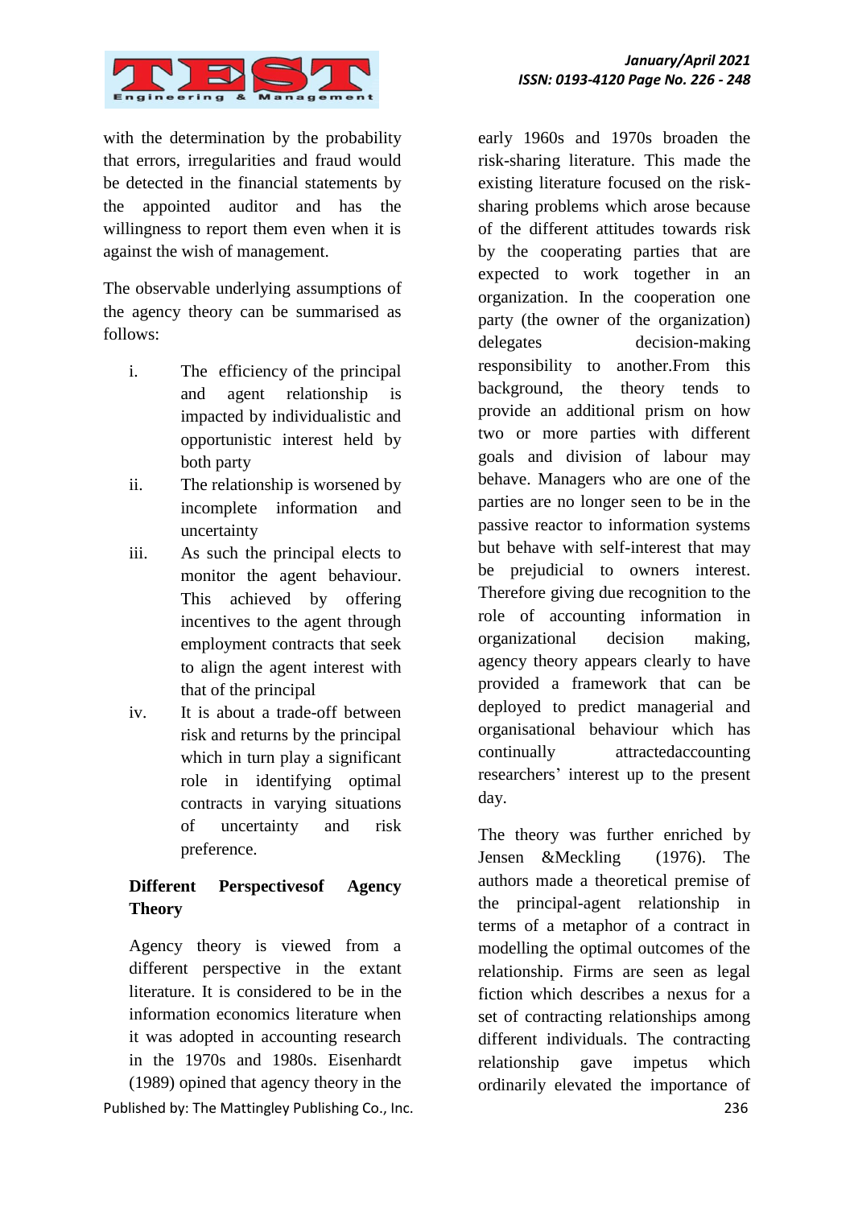with the determination by the probability that errors, irregularities and fraud would be detected in the financial statements by the appointed auditor and has the willingness to report them even when it is against the wish of management.

The observable underlying assumptions of the agency theory can be summarised as follows:

i. The efficiency of the principal and agent relationship is impacted by individualistic and opportunistic interest held by both party
ii. The relationship is worsened by incomplete information and uncertainty
iii. As such the principal elects to monitor the agent behaviour. This achieved by offering incentives to the agent through employment contracts that seek to align the agent interest with that of the principal
iv. It is about a trade-off between risk and returns by the principal which in turn play a significant role in identifying optimal contracts in varying situations of uncertainty and risk preference.

**Different Perspectivesof Agency Theory**

Agency theory is viewed from a different perspective in the extant literature. It is considered to be in the information economics literature when it was adopted in accounting research in the 1970s and 1980s. Eisenhardt (1989) opined that agency theory in the early 1960s and 1970s broaden the risk-sharing literature. This made the existing literature focused on the risk-sharing problems which arose because of the different attitudes towards risk by the cooperating parties that are expected to work together in an organization. In the cooperation one party (the owner of the organization) delegates decision-making responsibility to another.From this background, the theory tends to provide an additional prism on how two or more parties with different goals and division of labour may behave. Managers who are one of the parties are no longer seen to be in the passive reactor to information systems but behave with self-interest that may be prejudicial to owners interest. Therefore giving due recognition to the role of accounting information in organizational decision making, agency theory appears clearly to have provided a framework that can be deployed to predict managerial and organisational behaviour which has continually attractedaccounting researchers' interest up to the present day.

The theory was further enriched by Jensen &Meckling (1976). The authors made a theoretical premise of the principal-agent relationship in terms of a metaphor of a contract in modelling the optimal outcomes of the relationship. Firms are seen as legal fiction which describes a nexus for a set of contracting relationships among different individuals. The contracting relationship gave impetus which ordinarily elevated the importance of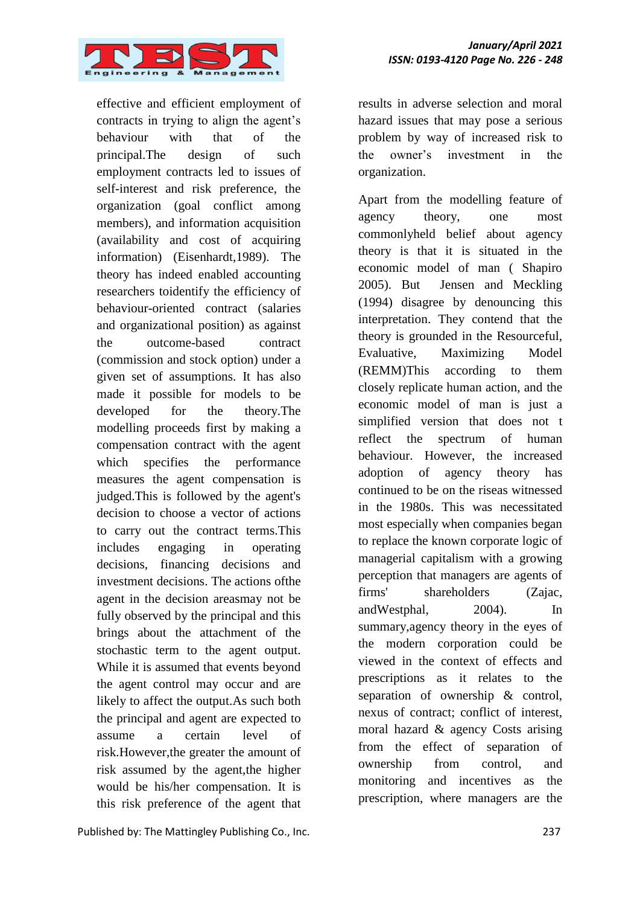effective and efficient employment of contracts in trying to align the agent's behaviour with that of the principal.The design of such employment contracts led to issues of self-interest and risk preference, the organization (goal conflict among members), and information acquisition (availability and cost of acquiring information) (Eisenhardt,1989). The theory has indeed enabled accounting researchers toidentify the efficiency of behaviour-oriented contract (salaries and organizational position) as against the outcome-based contract (commission and stock option) under a given set of assumptions. It has also made it possible for models to be developed for the theory.The modelling proceeds first by making a compensation contract with the agent which specifies the performance measures the agent compensation is judged.This is followed by the agent's decision to choose a vector of actions to carry out the contract terms.This includes engaging in operating decisions, financing decisions and investment decisions. The actions ofthe agent in the decision areasmay not be fully observed by the principal and this brings about the attachment of the stochastic term to the agent output. While it is assumed that events beyond the agent control may occur and are likely to affect the output.As such both the principal and agent are expected to assume a certain level of risk.However,the greater the amount of risk assumed by the agent,the higher would be his/her compensation. It is this risk preference of the agent that results in adverse selection and moral hazard issues that may pose a serious problem by way of increased risk to the owner's investment in the organization.

Apart from the modelling feature of agency theory, one most commonlyheld belief about agency theory is that it is situated in the economic model of man ( Shapiro 2005). But Jensen and Meckling (1994) disagree by denouncing this interpretation. They contend that the theory is grounded in the Resourceful, Evaluative, Maximizing Model (REMM)This according to them closely replicate human action, and the economic model of man is just a simplified version that does not t reflect the spectrum of human behaviour. However, the increased adoption of agency theory has continued to be on the riseas witnessed in the 1980s. This was necessitated most especially when companies began to replace the known corporate logic of managerial capitalism with a growing perception that managers are agents of firms' shareholders (Zajac, andWestphal, 2004). In summary,agency theory in the eyes of the modern corporation could be viewed in the context of effects and prescriptions as it relates to the separation of ownership & control, nexus of contract; conflict of interest, moral hazard & agency Costs arising from the effect of separation of ownership from control, and monitoring and incentives as the prescription, where managers are the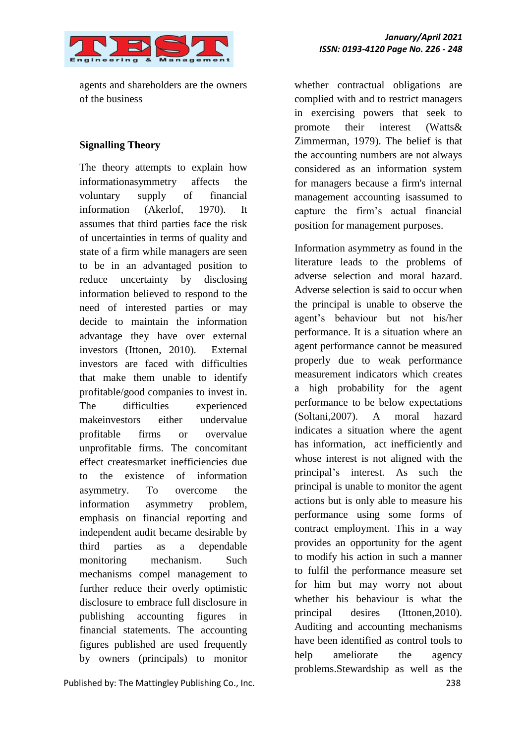agents and shareholders are the owners of the business

## Signalling Theory

The theory attempts to explain how informationasymmetry affects the voluntary supply of financial information (Akerlof, 1970). It assumes that third parties face the risk of uncertainties in terms of quality and state of a firm while managers are seen to be in an advantaged position to reduce uncertainty by disclosing information believed to respond to the need of interested parties or may decide to maintain the information advantage they have over external investors (Ittonen, 2010). External investors are faced with difficulties that make them unable to identify profitable/good companies to invest in. The difficulties experienced makeinvestors either undervalue profitable firms or overvalue unprofitable firms. The concomitant effect createsmarket inefficiencies due to the existence of information asymmetry. To overcome the information asymmetry problem, emphasis on financial reporting and independent audit became desirable by third parties as a dependable monitoring mechanism. Such mechanisms compel management to further reduce their overly optimistic disclosure to embrace full disclosure in publishing accounting figures in financial statements. The accounting figures published are used frequently by owners (principals) to monitor whether contractual obligations are complied with and to restrict managers in exercising powers that seek to promote their interest (Watts& Zimmerman, 1979). The belief is that the accounting numbers are not always considered as an information system for managers because a firm's internal management accounting isassumed to capture the firm's actual financial position for management purposes.

Information asymmetry as found in the literature leads to the problems of adverse selection and moral hazard. Adverse selection is said to occur when the principal is unable to observe the agent's behaviour but not his/her performance. It is a situation where an agent performance cannot be measured properly due to weak performance measurement indicators which creates a high probability for the agent performance to be below expectations (Soltani,2007). A moral hazard indicates a situation where the agent has information, act inefficiently and whose interest is not aligned with the principal's interest. As such the principal is unable to monitor the agent actions but is only able to measure his performance using some forms of contract employment. This in a way provides an opportunity for the agent to modify his action in such a manner to fulfil the performance measure set for him but may worry not about whether his behaviour is what the principal desires (Ittonen,2010). Auditing and accounting mechanisms have been identified as control tools to help ameliorate the agency problems.Stewardship as well as the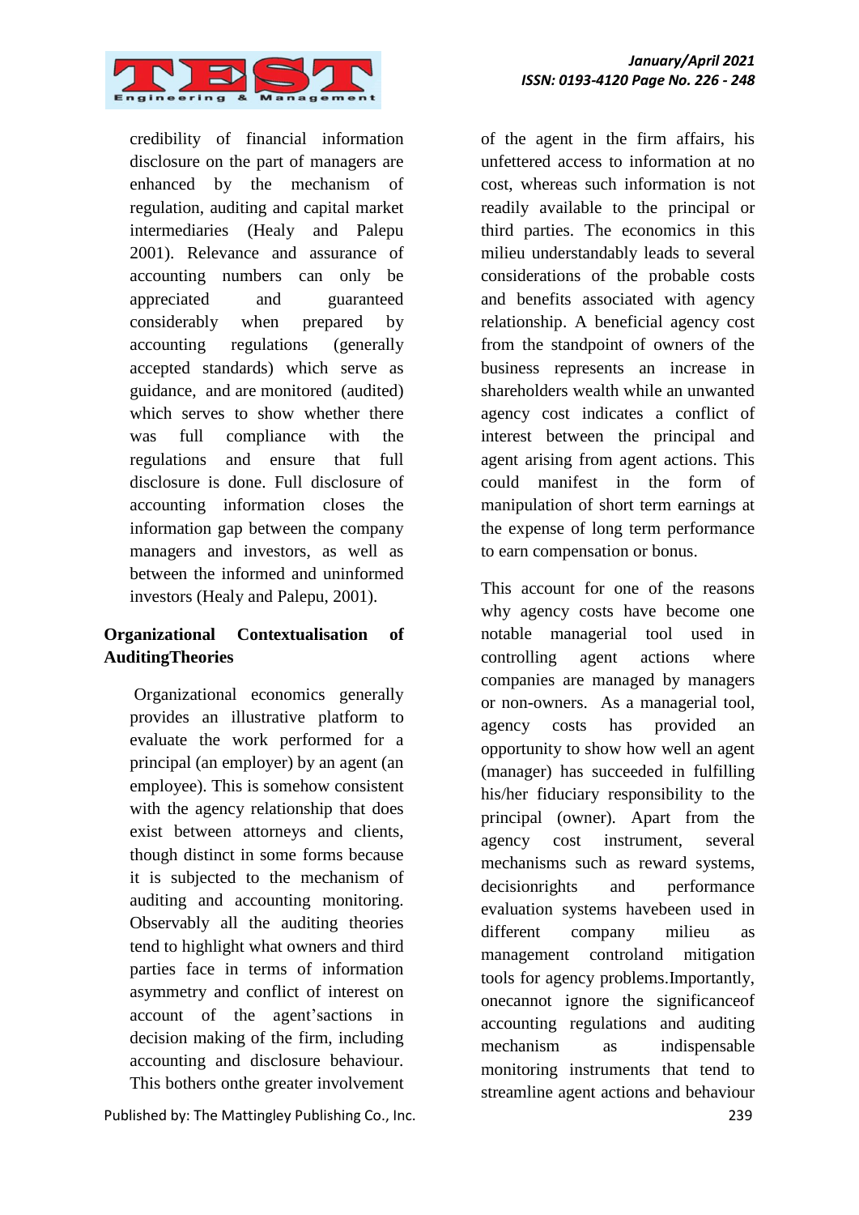credibility of financial information disclosure on the part of managers are enhanced by the mechanism of regulation, auditing and capital market intermediaries (Healy and Palepu 2001). Relevance and assurance of accounting numbers can only be appreciated and guaranteed considerably when prepared by accounting regulations (generally accepted standards) which serve as guidance, and are monitored (audited) which serves to show whether there was full compliance with the regulations and ensure that full disclosure is done. Full disclosure of accounting information closes the information gap between the company managers and investors, as well as between the informed and uninformed investors (Healy and Palepu, 2001).

## Organizational Contextualisation of AuditingTheories

Organizational economics generally provides an illustrative platform to evaluate the work performed for a principal (an employer) by an agent (an employee). This is somehow consistent with the agency relationship that does exist between attorneys and clients, though distinct in some forms because it is subjected to the mechanism of auditing and accounting monitoring. Observably all the auditing theories tend to highlight what owners and third parties face in terms of information asymmetry and conflict of interest on account of the agent'sactions in decision making of the firm, including accounting and disclosure behaviour. This bothers onthe greater involvement of the agent in the firm affairs, his unfettered access to information at no cost, whereas such information is not readily available to the principal or third parties. The economics in this milieu understandably leads to several considerations of the probable costs and benefits associated with agency relationship. A beneficial agency cost from the standpoint of owners of the business represents an increase in shareholders wealth while an unwanted agency cost indicates a conflict of interest between the principal and agent arising from agent actions. This could manifest in the form of manipulation of short term earnings at the expense of long term performance to earn compensation or bonus.

This account for one of the reasons why agency costs have become one notable managerial tool used in controlling agent actions where companies are managed by managers or non-owners. As a managerial tool, agency costs has provided an opportunity to show how well an agent (manager) has succeeded in fulfilling his/her fiduciary responsibility to the principal (owner). Apart from the agency cost instrument, several mechanisms such as reward systems, decisionrights and performance evaluation systems havebeen used in different company milieu as management controland mitigation tools for agency problems.Importantly, onecannot ignore the significanceof accounting regulations and auditing mechanism as indispensable monitoring instruments that tend to streamline agent actions and behaviour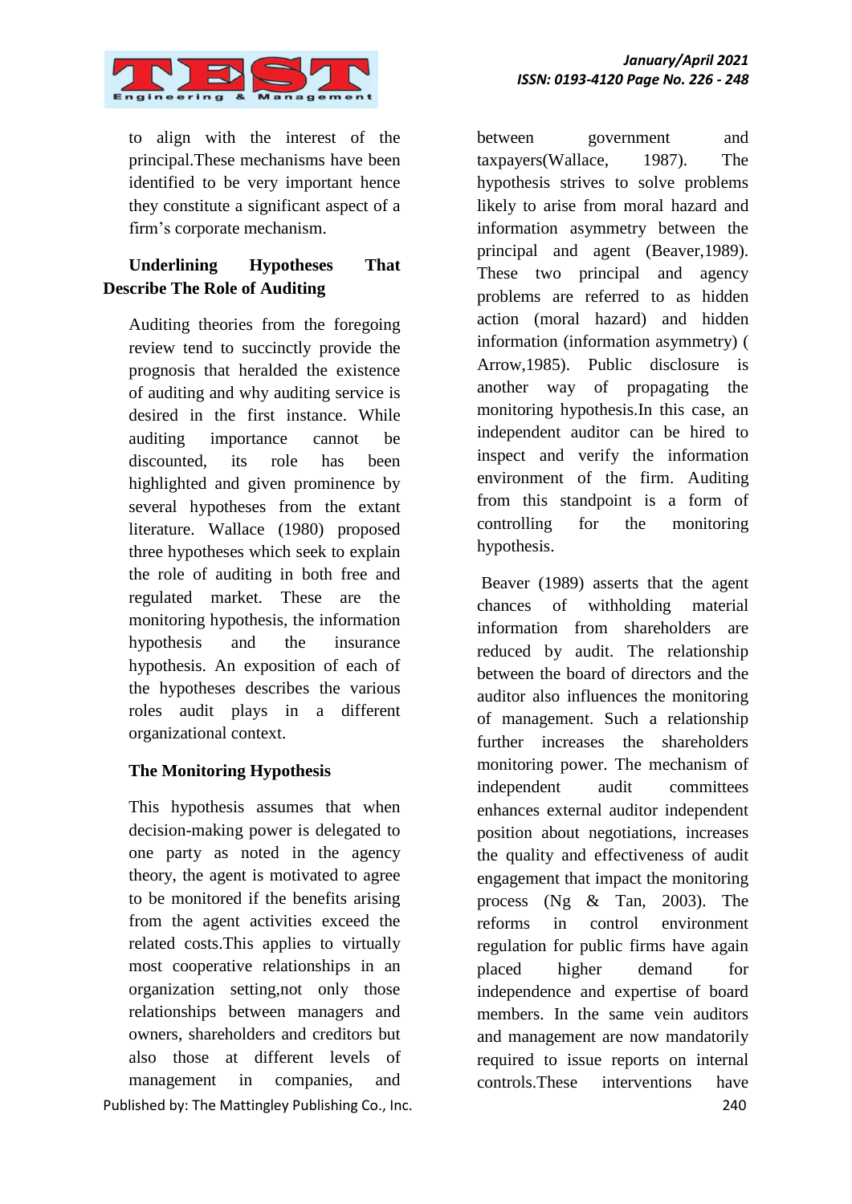to align with the interest of the principal.These mechanisms have been identified to be very important hence they constitute a significant aspect of a firm's corporate mechanism.

## Underlining Hypotheses That Describe The Role of Auditing

Auditing theories from the foregoing review tend to succinctly provide the prognosis that heralded the existence of auditing and why auditing service is desired in the first instance. While auditing importance cannot be discounted, its role has been highlighted and given prominence by several hypotheses from the extant literature. Wallace (1980) proposed three hypotheses which seek to explain the role of auditing in both free and regulated market. These are the monitoring hypothesis, the information hypothesis and the insurance hypothesis. An exposition of each of the hypotheses describes the various roles audit plays in a different organizational context.

### The Monitoring Hypothesis

This hypothesis assumes that when decision-making power is delegated to one party as noted in the agency theory, the agent is motivated to agree to be monitored if the benefits arising from the agent activities exceed the related costs.This applies to virtually most cooperative relationships in an organization setting,not only those relationships between managers and owners, shareholders and creditors but also those at different levels of management in companies, and between government and taxpayers(Wallace, 1987). The hypothesis strives to solve problems likely to arise from moral hazard and information asymmetry between the principal and agent (Beaver,1989). These two principal and agency problems are referred to as hidden action (moral hazard) and hidden information (information asymmetry) ( Arrow,1985). Public disclosure is another way of propagating the monitoring hypothesis.In this case, an independent auditor can be hired to inspect and verify the information environment of the firm. Auditing from this standpoint is a form of controlling for the monitoring hypothesis.

Beaver (1989) asserts that the agent chances of withholding material information from shareholders are reduced by audit. The relationship between the board of directors and the auditor also influences the monitoring of management. Such a relationship further increases the shareholders monitoring power. The mechanism of independent audit committees enhances external auditor independent position about negotiations, increases the quality and effectiveness of audit engagement that impact the monitoring process (Ng & Tan, 2003). The reforms in control environment regulation for public firms have again placed higher demand for independence and expertise of board members. In the same vein auditors and management are now mandatorily required to issue reports on internal controls.These interventions have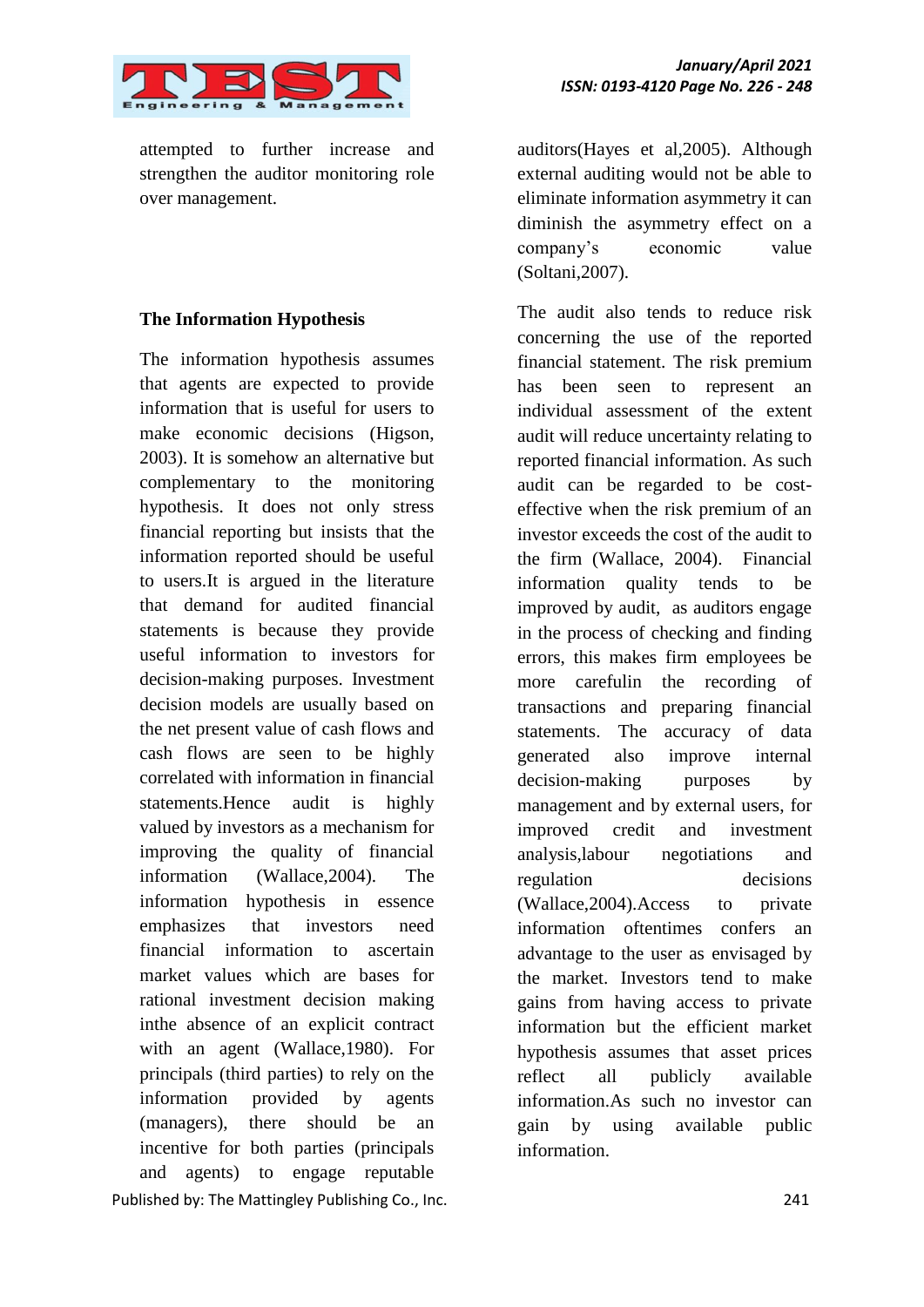attempted to further increase and strengthen the auditor monitoring role over management.

### The Information Hypothesis

The information hypothesis assumes that agents are expected to provide information that is useful for users to make economic decisions (Higson, 2003). It is somehow an alternative but complementary to the monitoring hypothesis. It does not only stress financial reporting but insists that the information reported should be useful to users.It is argued in the literature that demand for audited financial statements is because they provide useful information to investors for decision-making purposes. Investment decision models are usually based on the net present value of cash flows and cash flows are seen to be highly correlated with information in financial statements.Hence audit is highly valued by investors as a mechanism for improving the quality of financial information (Wallace,2004). The information hypothesis in essence emphasizes that investors need financial information to ascertain market values which are bases for rational investment decision making inthe absence of an explicit contract with an agent (Wallace,1980). For principals (third parties) to rely on the information provided by agents (managers), there should be an incentive for both parties (principals and agents) to engage reputable auditors(Hayes et al,2005). Although external auditing would not be able to eliminate information asymmetry it can diminish the asymmetry effect on a company's economic value (Soltani,2007).

The audit also tends to reduce risk concerning the use of the reported financial statement. The risk premium has been seen to represent an individual assessment of the extent audit will reduce uncertainty relating to reported financial information. As such audit can be regarded to be cost-effective when the risk premium of an investor exceeds the cost of the audit to the firm (Wallace, 2004). Financial information quality tends to be improved by audit, as auditors engage in the process of checking and finding errors, this makes firm employees be more carefulin the recording of transactions and preparing financial statements. The accuracy of data generated also improve internal decision-making purposes by management and by external users, for improved credit and investment analysis,labour negotiations and regulation decisions (Wallace,2004).Access to private information oftentimes confers an advantage to the user as envisaged by the market. Investors tend to make gains from having access to private information but the efficient market hypothesis assumes that asset prices reflect all publicly available information.As such no investor can gain by using available public information.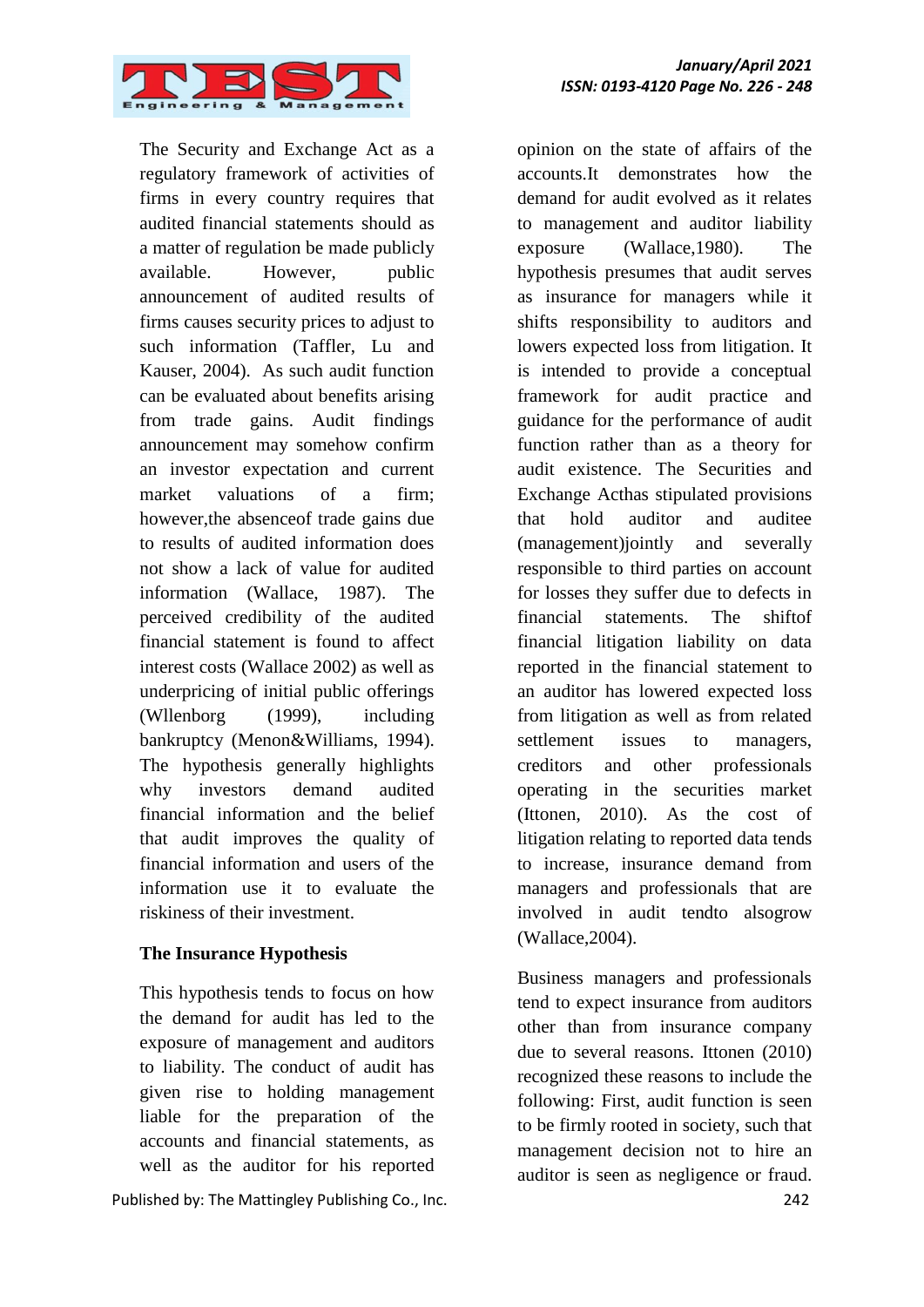The Security and Exchange Act as a regulatory framework of activities of firms in every country requires that audited financial statements should as a matter of regulation be made publicly available. However, public announcement of audited results of firms causes security prices to adjust to such information (Taffler, Lu and Kauser, 2004). As such audit function can be evaluated about benefits arising from trade gains. Audit findings announcement may somehow confirm an investor expectation and current market valuations of a firm; however,the absenceof trade gains due to results of audited information does not show a lack of value for audited information (Wallace, 1987). The perceived credibility of the audited financial statement is found to affect interest costs (Wallace 2002) as well as underpricing of initial public offerings (Wllenborg (1999), including bankruptcy (Menon&Williams, 1994). The hypothesis generally highlights why investors demand audited financial information and the belief that audit improves the quality of financial information and users of the information use it to evaluate the riskiness of their investment.

**The Insurance Hypothesis**

This hypothesis tends to focus on how the demand for audit has led to the exposure of management and auditors to liability. The conduct of audit has given rise to holding management liable for the preparation of the accounts and financial statements, as well as the auditor for his reported opinion on the state of affairs of the accounts.It demonstrates how the demand for audit evolved as it relates to management and auditor liability exposure (Wallace,1980). The hypothesis presumes that audit serves as insurance for managers while it shifts responsibility to auditors and lowers expected loss from litigation. It is intended to provide a conceptual framework for audit practice and guidance for the performance of audit function rather than as a theory for audit existence. The Securities and Exchange Acthas stipulated provisions that hold auditor and auditee (management)jointly and severally responsible to third parties on account for losses they suffer due to defects in financial statements. The shiftof financial litigation liability on data reported in the financial statement to an auditor has lowered expected loss from litigation as well as from related settlement issues to managers, creditors and other professionals operating in the securities market (Ittonen, 2010). As the cost of litigation relating to reported data tends to increase, insurance demand from managers and professionals that are involved in audit tendto alsogrow (Wallace,2004).

Business managers and professionals tend to expect insurance from auditors other than from insurance company due to several reasons. Ittonen (2010) recognized these reasons to include the following: First, audit function is seen to be firmly rooted in society, such that management decision not to hire an auditor is seen as negligence or fraud.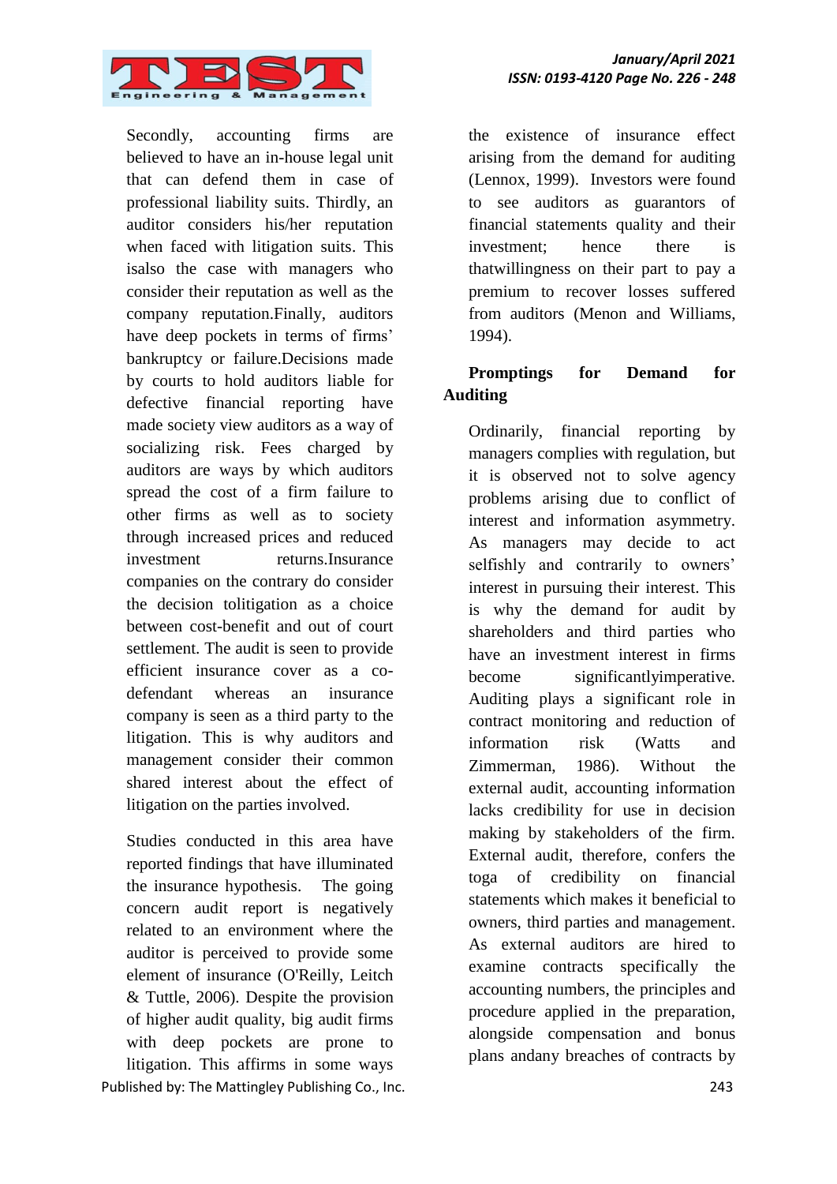Secondly, accounting firms are believed to have an in-house legal unit that can defend them in case of professional liability suits. Thirdly, an auditor considers his/her reputation when faced with litigation suits. This isalso the case with managers who consider their reputation as well as the company reputation.Finally, auditors have deep pockets in terms of firms' bankruptcy or failure.Decisions made by courts to hold auditors liable for defective financial reporting have made society view auditors as a way of socializing risk. Fees charged by auditors are ways by which auditors spread the cost of a firm failure to other firms as well as to society through increased prices and reduced investment returns.Insurance companies on the contrary do consider the decision tolitigation as a choice between cost-benefit and out of court settlement. The audit is seen to provide efficient insurance cover as a co-defendant whereas an insurance company is seen as a third party to the litigation. This is why auditors and management consider their common shared interest about the effect of litigation on the parties involved.

Studies conducted in this area have reported findings that have illuminated the insurance hypothesis. The going concern audit report is negatively related to an environment where the auditor is perceived to provide some element of insurance (O'Reilly, Leitch & Tuttle, 2006). Despite the provision of higher audit quality, big audit firms with deep pockets are prone to litigation. This affirms in some ways the existence of insurance effect arising from the demand for auditing (Lennox, 1999). Investors were found to see auditors as guarantors of financial statements quality and their investment; hence there is thatwillingness on their part to pay a premium to recover losses suffered from auditors (Menon and Williams, 1994).

**Promptings for Demand for Auditing**

Ordinarily, financial reporting by managers complies with regulation, but it is observed not to solve agency problems arising due to conflict of interest and information asymmetry. As managers may decide to act selfishly and contrarily to owners' interest in pursuing their interest. This is why the demand for audit by shareholders and third parties who have an investment interest in firms become significantlyimperative. Auditing plays a significant role in contract monitoring and reduction of information risk (Watts and Zimmerman, 1986). Without the external audit, accounting information lacks credibility for use in decision making by stakeholders of the firm. External audit, therefore, confers the toga of credibility on financial statements which makes it beneficial to owners, third parties and management. As external auditors are hired to examine contracts specifically the accounting numbers, the principles and procedure applied in the preparation, alongside compensation and bonus plans andany breaches of contracts by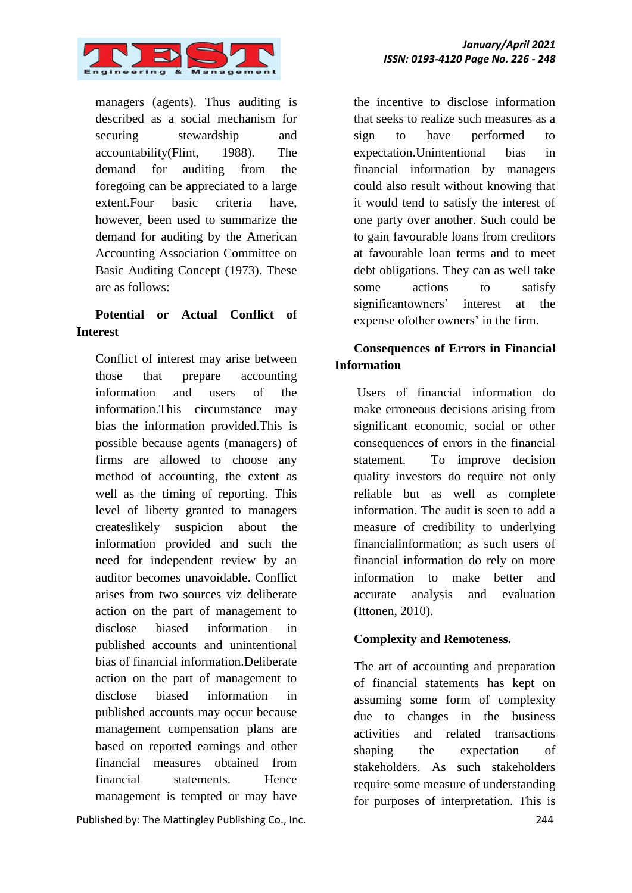managers (agents). Thus auditing is described as a social mechanism for securing stewardship and accountability(Flint, 1988). The demand for auditing from the foregoing can be appreciated to a large extent.Four basic criteria have, however, been used to summarize the demand for auditing by the American Accounting Association Committee on Basic Auditing Concept (1973). These are as follows:

**Potential or Actual Conflict of Interest**

Conflict of interest may arise between those that prepare accounting information and users of the information.This circumstance may bias the information provided.This is possible because agents (managers) of firms are allowed to choose any method of accounting, the extent as well as the timing of reporting. This level of liberty granted to managers createslikely suspicion about the information provided and such the need for independent review by an auditor becomes unavoidable. Conflict arises from two sources viz deliberate action on the part of management to disclose biased information in published accounts and unintentional bias of financial information.Deliberate action on the part of management to disclose biased information in published accounts may occur because management compensation plans are based on reported earnings and other financial measures obtained from financial statements. Hence management is tempted or may have the incentive to disclose information that seeks to realize such measures as a sign to have performed to expectation.Unintentional bias in financial information by managers could also result without knowing that it would tend to satisfy the interest of one party over another. Such could be to gain favourable loans from creditors at favourable loan terms and to meet debt obligations. They can as well take some actions to satisfy significantowners' interest at the expense ofother owners' in the firm.

**Consequences of Errors in Financial Information**

Users of financial information do make erroneous decisions arising from significant economic, social or other consequences of errors in the financial statement. To improve decision quality investors do require not only reliable but as well as complete information. The audit is seen to add a measure of credibility to underlying financialinformation; as such users of financial information do rely on more information to make better and accurate analysis and evaluation (Ittonen, 2010).

**Complexity and Remoteness.**

The art of accounting and preparation of financial statements has kept on assuming some form of complexity due to changes in the business activities and related transactions shaping the expectation of stakeholders. As such stakeholders require some measure of understanding for purposes of interpretation. This is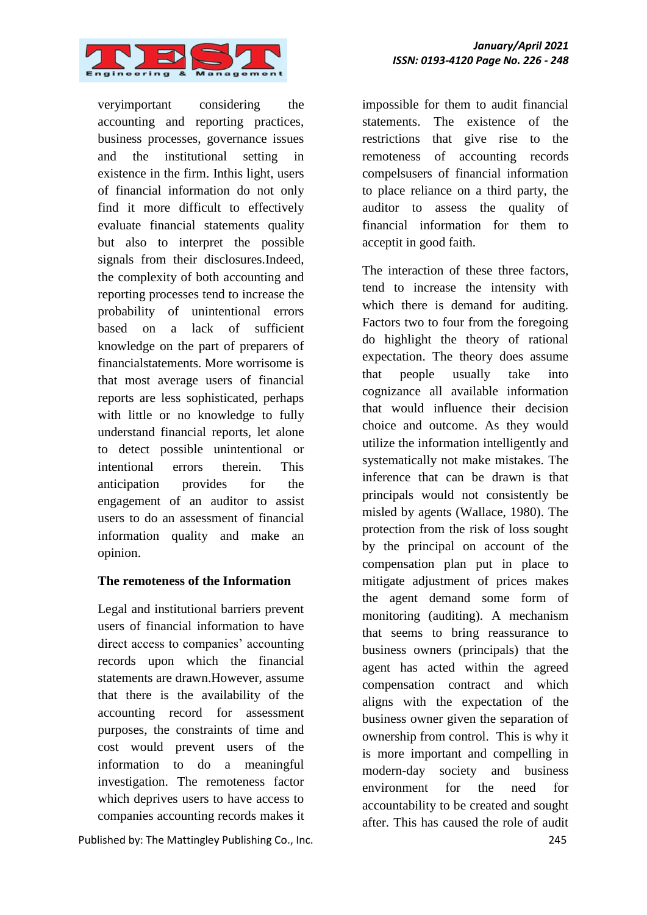veryimportant considering the accounting and reporting practices, business processes, governance issues and the institutional setting in existence in the firm. Inthis light, users of financial information do not only find it more difficult to effectively evaluate financial statements quality but also to interpret the possible signals from their disclosures.Indeed, the complexity of both accounting and reporting processes tend to increase the probability of unintentional errors based on a lack of sufficient knowledge on the part of preparers of financialstatements. More worrisome is that most average users of financial reports are less sophisticated, perhaps with little or no knowledge to fully understand financial reports, let alone to detect possible unintentional or intentional errors therein. This anticipation provides for the engagement of an auditor to assist users to do an assessment of financial information quality and make an opinion.

**The remoteness of the Information**

Legal and institutional barriers prevent users of financial information to have direct access to companies' accounting records upon which the financial statements are drawn.However, assume that there is the availability of the accounting record for assessment purposes, the constraints of time and cost would prevent users of the information to do a meaningful investigation. The remoteness factor which deprives users to have access to companies accounting records makes it impossible for them to audit financial statements. The existence of the restrictions that give rise to the remoteness of accounting records compelsusers of financial information to place reliance on a third party, the auditor to assess the quality of financial information for them to acceptit in good faith.

The interaction of these three factors, tend to increase the intensity with which there is demand for auditing. Factors two to four from the foregoing do highlight the theory of rational expectation. The theory does assume that people usually take into cognizance all available information that would influence their decision choice and outcome. As they would utilize the information intelligently and systematically not make mistakes. The inference that can be drawn is that principals would not consistently be misled by agents (Wallace, 1980). The protection from the risk of loss sought by the principal on account of the compensation plan put in place to mitigate adjustment of prices makes the agent demand some form of monitoring (auditing). A mechanism that seems to bring reassurance to business owners (principals) that the agent has acted within the agreed compensation contract and which aligns with the expectation of the business owner given the separation of ownership from control. This is why it is more important and compelling in modern-day society and business environment for the need for accountability to be created and sought after. This has caused the role of audit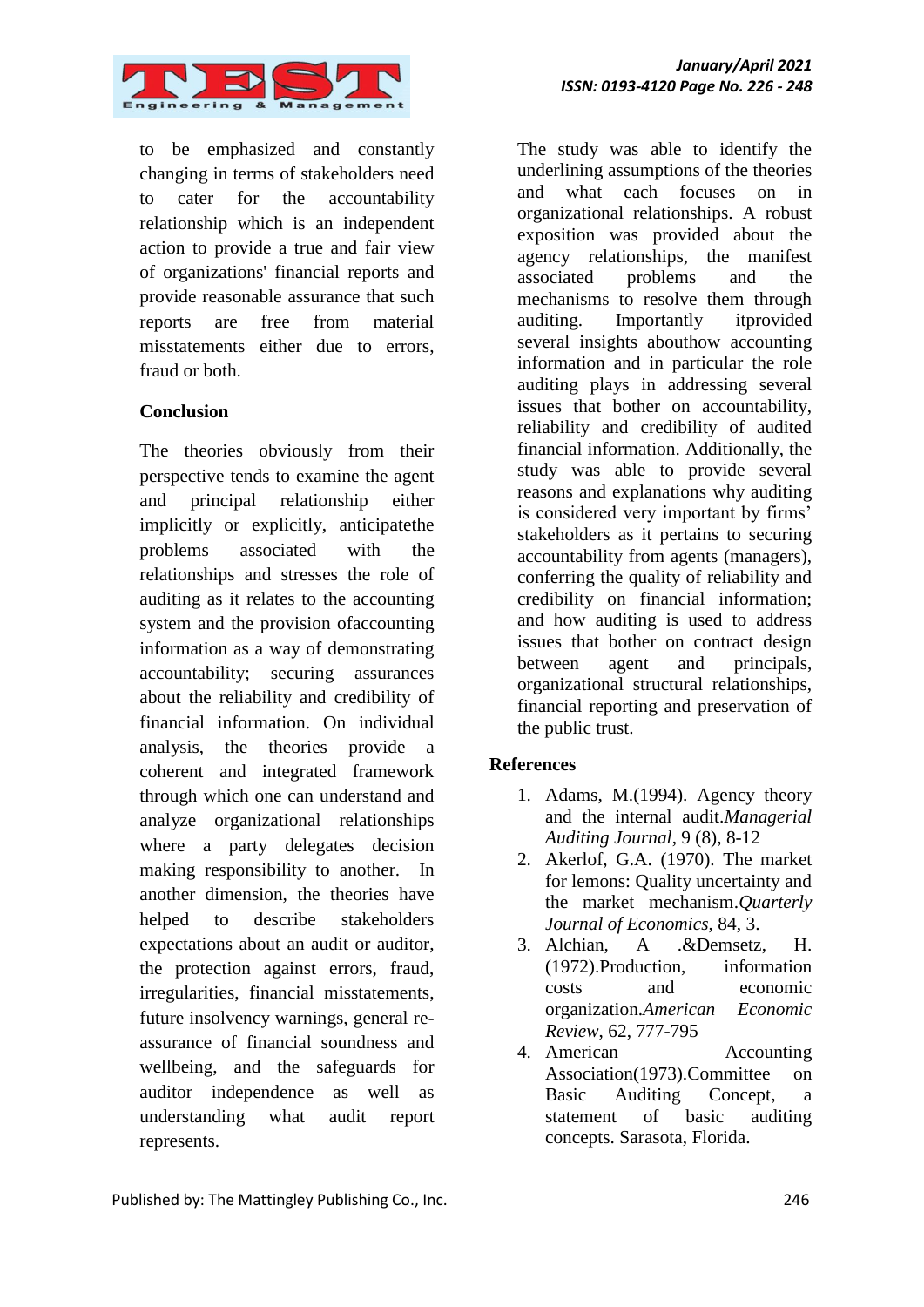to be emphasized and constantly changing in terms of stakeholders need to cater for the accountability relationship which is an independent action to provide a true and fair view of organizations' financial reports and provide reasonable assurance that such reports are free from material misstatements either due to errors, fraud or both.

## Conclusion

The theories obviously from their perspective tends to examine the agent and principal relationship either implicitly or explicitly, anticipatethe problems associated with the relationships and stresses the role of auditing as it relates to the accounting system and the provision ofaccounting information as a way of demonstrating accountability; securing assurances about the reliability and credibility of financial information. On individual analysis, the theories provide a coherent and integrated framework through which one can understand and analyze organizational relationships where a party delegates decision making responsibility to another. In another dimension, the theories have helped to describe stakeholders expectations about an audit or auditor, the protection against errors, fraud, irregularities, financial misstatements, future insolvency warnings, general re-assurance of financial soundness and wellbeing, and the safeguards for auditor independence as well as understanding what audit report represents.

The study was able to identify the underlining assumptions of the theories and what each focuses on in organizational relationships. A robust exposition was provided about the agency relationships, the manifest associated problems and the mechanisms to resolve them through auditing. Importantly itprovided several insights abouthow accounting information and in particular the role auditing plays in addressing several issues that bother on accountability, reliability and credibility of audited financial information. Additionally, the study was able to provide several reasons and explanations why auditing is considered very important by firms' stakeholders as it pertains to securing accountability from agents (managers), conferring the quality of reliability and credibility on financial information; and how auditing is used to address issues that bother on contract design between agent and principals, organizational structural relationships, financial reporting and preservation of the public trust.

## References

1. Adams, M.(1994). Agency theory and the internal audit.*Managerial Auditing Journal*, 9 (8), 8-12
2. Akerlof, G.A. (1970). The market for lemons: Quality uncertainty and the market mechanism.*Quarterly Journal of Economics*, 84, 3.
3. Alchian, A .&Demsetz, H. (1972).Production, information costs and economic organization.*American Economic Review*, 62, 777-795
4. American Accounting Association(1973).Committee on Basic Auditing Concept, a statement of basic auditing concepts. Sarasota, Florida.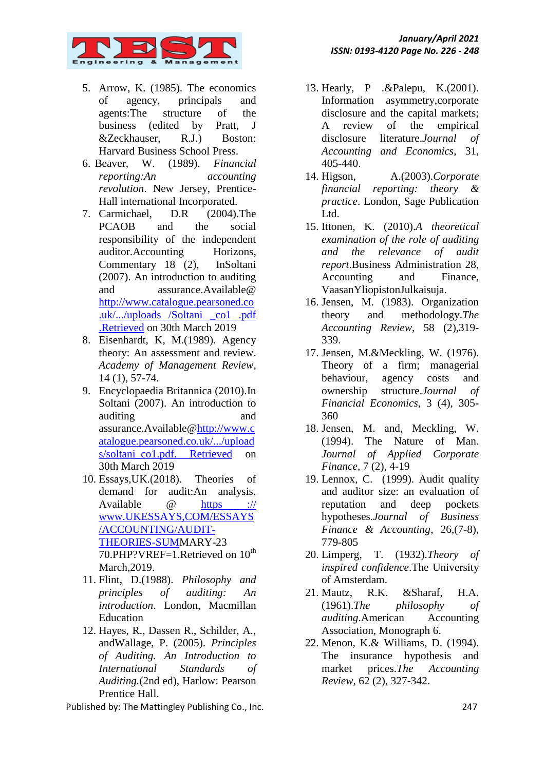5. Arrow, K. (1985). The economics of agency, principals and agents:The structure of the business (edited by Pratt, J &Zeckhauser, R.J.) Boston: Harvard Business School Press.
6. Beaver, W. (1989). *Financial reporting:An accounting revolution*. New Jersey, Prentice-Hall international Incorporated.
7. Carmichael, D.R (2004).The PCAOB and the social responsibility of the independent auditor.Accounting Horizons, Commentary 18 (2), InSoltani (2007). An introduction to auditing and assurance.Available@ http://www.catalogue.pearsoned.co.uk/.../uploads /Soltani _co1 .pdf .Retrieved on 30th March 2019
8. Eisenhardt, K, M.(1989). Agency theory: An assessment and review. *Academy of Management Review*, 14 (1), 57-74.
9. Encyclopaedia Britannica (2010).In Soltani (2007). An introduction to auditing and assurance.Available@http://www.catalogue.pearsoned.co.uk/.../uploads/soltani co1.pdf. Retrieved on 30th March 2019
10. Essays,UK.(2018). Theories of demand for audit:An analysis. Available @ https :// www.UKESSAYS,COM/ESSAYS /ACCOUNTING/AUDIT-THEORIES-SUMMARY-2370.PHP?VREF=1.Retrieved on 10th March,2019.
11. Flint, D.(1988). *Philosophy and principles of auditing: An introduction*. London, Macmillan Education
12. Hayes, R., Dassen R., Schilder, A., andWallage, P. (2005). *Principles of Auditing. An Introduction to International Standards of Auditing*.(2nd ed), Harlow: Pearson Prentice Hall.
13. Hearly, P .&Palepu, K.(2001). Information asymmetry,corporate disclosure and the capital markets; A review of the empirical disclosure literature.*Journal of Accounting and Economics*, 31, 405-440.
14. Higson, A.(2003).*Corporate financial reporting: theory & practice*. London, Sage Publication Ltd.
15. Ittonen, K. (2010).*A theoretical examination of the role of auditing and the relevance of audit report*.Business Administration 28, Accounting and Finance, VaasanYliopistonJulkaisuja.
16. Jensen, M. (1983). Organization theory and methodology.*The Accounting Review*, 58 (2),319-339.
17. Jensen, M.&Meckling, W. (1976). Theory of a firm; managerial behaviour, agency costs and ownership structure.*Journal of Financial Economics*, 3 (4), 305-360
18. Jensen, M. and, Meckling, W. (1994). The Nature of Man. *Journal of Applied Corporate Finance*, 7 (2), 4-19
19. Lennox, C. (1999). Audit quality and auditor size: an evaluation of reputation and deep pockets hypotheses.*Journal of Business Finance & Accounting*, 26,(7-8), 779-805
20. Limperg, T. (1932).*Theory of inspired confidence*.The University of Amsterdam.
21. Mautz, R.K. &Sharaf, H.A. (1961).*The philosophy of auditing*.American Accounting Association, Monograph 6.
22. Menon, K.& Williams, D. (1994). The insurance hypothesis and market prices.*The Accounting Review*, 62 (2), 327-342.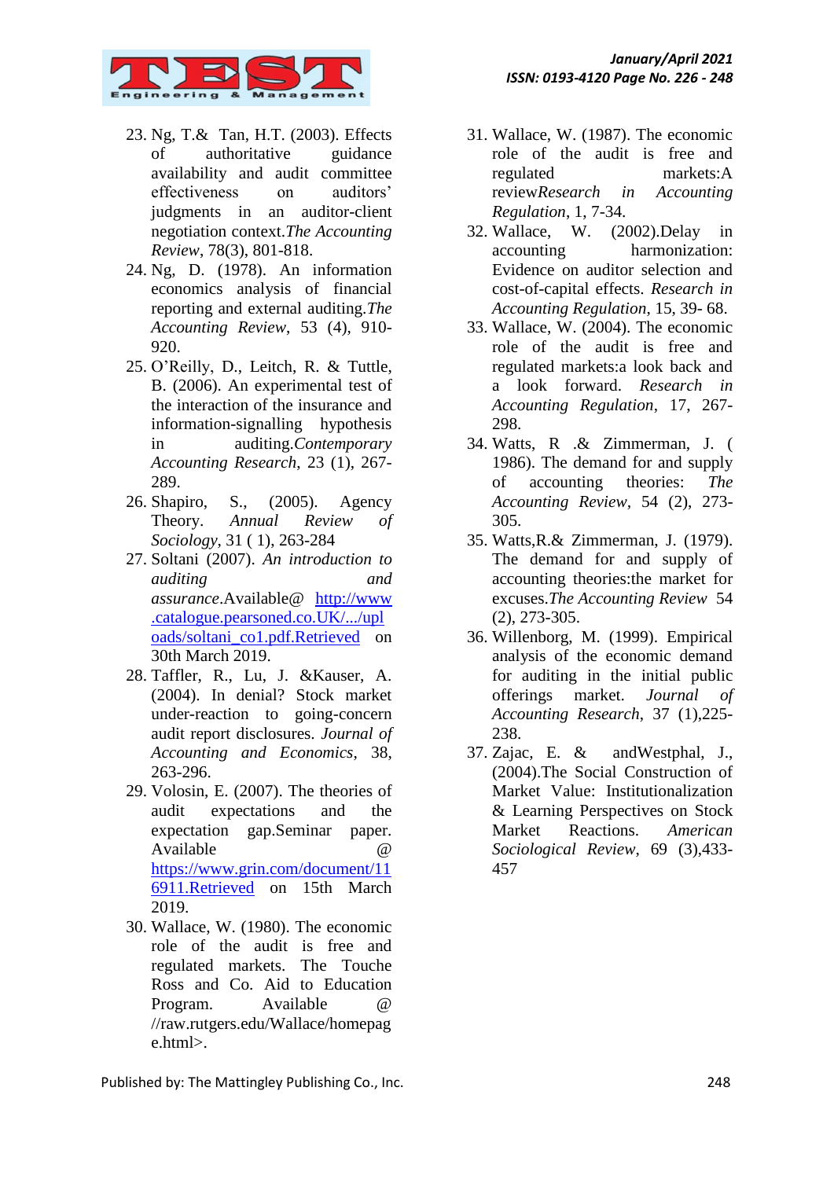23. Ng, T.& Tan, H.T. (2003). Effects of authoritative guidance availability and audit committee effectiveness on auditors' judgments in an auditor-client negotiation context.*The Accounting Review*, 78(3), 801-818.
24. Ng, D. (1978). An information economics analysis of financial reporting and external auditing.*The Accounting Review*, 53 (4), 910-920.
25. O'Reilly, D., Leitch, R. & Tuttle, B. (2006). An experimental test of the interaction of the insurance and information-signalling hypothesis in auditing.*Contemporary Accounting Research*, 23 (1), 267-289.
26. Shapiro, S., (2005). Agency Theory. *Annual Review of Sociology*, 31 ( 1), 263-284
27. Soltani (2007). *An introduction to auditing and assurance*.Available@ http://www.catalogue.pearsoned.co.UK/.../uploads/soltani_co1.pdf.Retrieved on 30th March 2019.
28. Taffler, R., Lu, J. &Kauser, A. (2004). In denial? Stock market under-reaction to going-concern audit report disclosures. *Journal of Accounting and Economics*, 38, 263-296.
29. Volosin, E. (2007). The theories of audit expectations and the expectation gap.Seminar paper. Available @ https://www.grin.com/document/116911.Retrieved on 15th March 2019.
30. Wallace, W. (1980). The economic role of the audit is free and regulated markets. The Touche Ross and Co. Aid to Education Program. Available @ //raw.rutgers.edu/Wallace/homepage.html>.
31. Wallace, W. (1987). The economic role of the audit is free and regulated markets:A review*Research in Accounting Regulation*, 1, 7-34.
32. Wallace, W. (2002).Delay in accounting harmonization: Evidence on auditor selection and cost-of-capital effects. *Research in Accounting Regulation*, 15, 39- 68.
33. Wallace, W. (2004). The economic role of the audit is free and regulated markets:a look back and a look forward. *Research in Accounting Regulation*, 17, 267-298.
34. Watts, R .& Zimmerman, J. ( 1986). The demand for and supply of accounting theories: *The Accounting Review*, 54 (2), 273-305.
35. Watts,R.& Zimmerman, J. (1979). The demand for and supply of accounting theories:the market for excuses.*The Accounting Review* 54 (2), 273-305.
36. Willenborg, M. (1999). Empirical analysis of the economic demand for auditing in the initial public offerings market. *Journal of Accounting Research*, 37 (1),225-238.
37. Zajac, E. & andWestphal, J., (2004).The Social Construction of Market Value: Institutionalization & Learning Perspectives on Stock Market Reactions. *American Sociological Review*, 69 (3),433-457